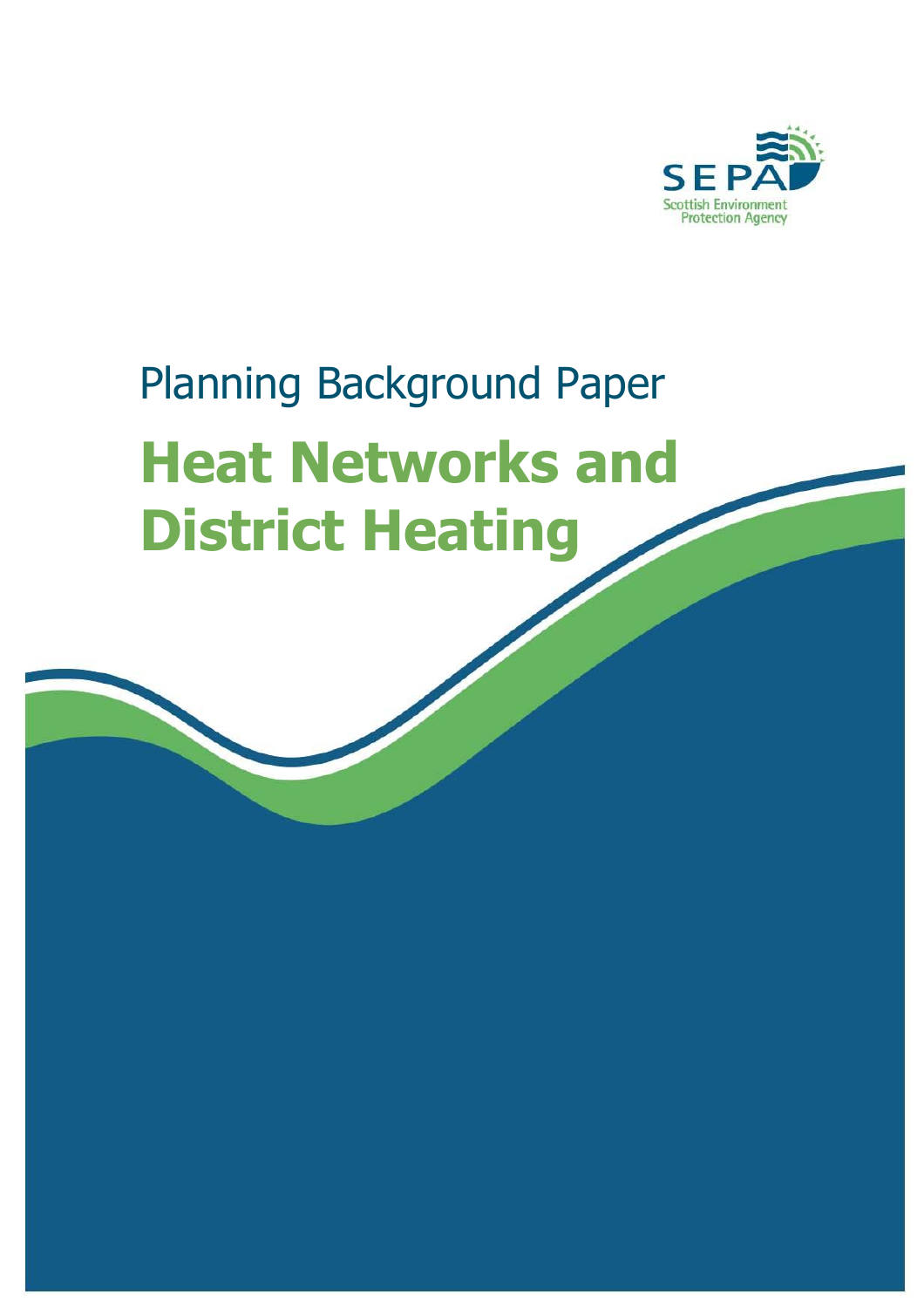SEPA

Scottish Environment Protection Agency

Planning Background Paper

# Heat Networks and District Heating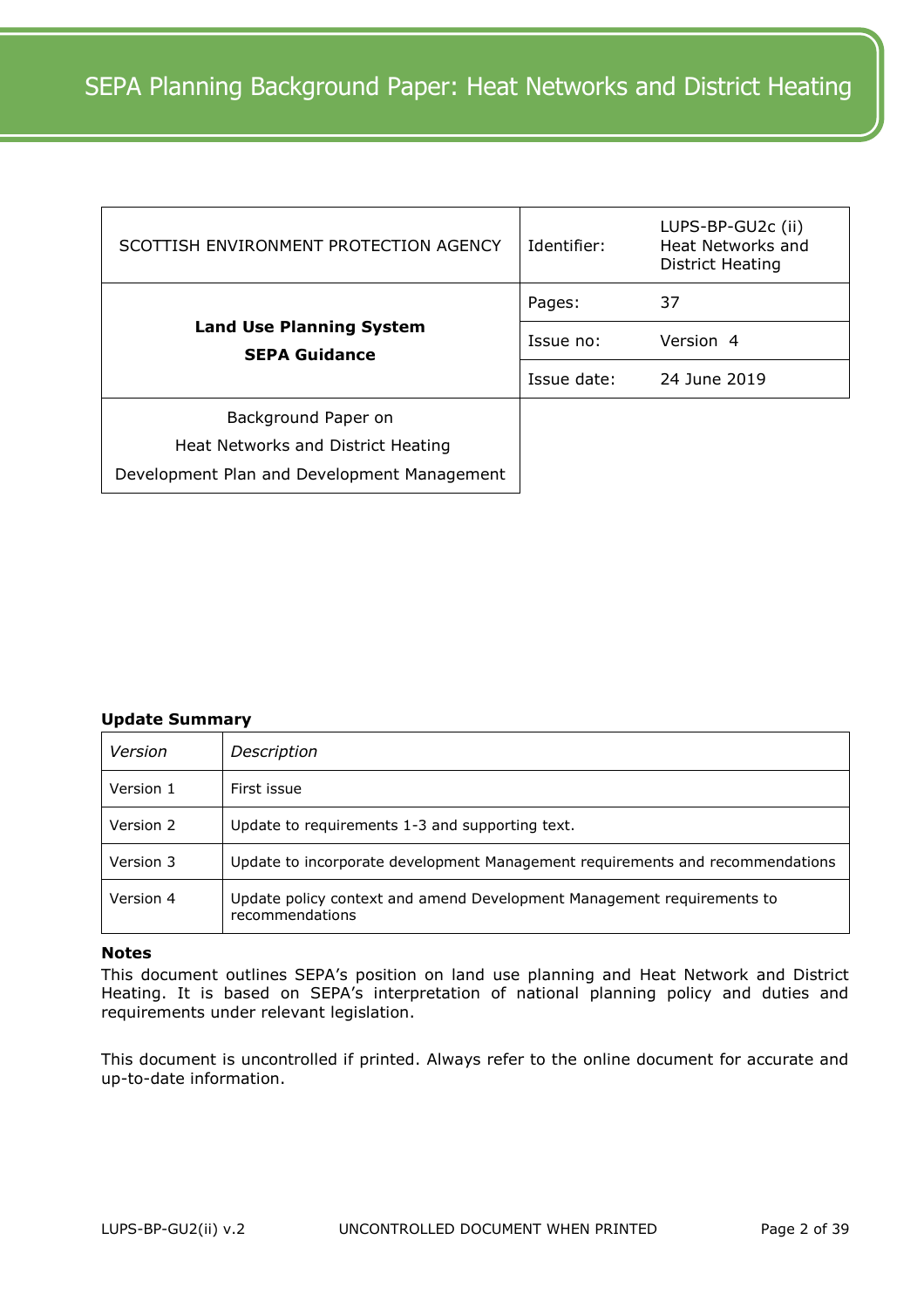| SCOTTISH ENVIRONMENT PROTECTION AGENCY | Identifier: | LUPS-BP-GU2c (ii) Heat Networks and District Heating |
|---|---|---|
| **Land Use Planning System** **SEPA Guidance** | Pages: | 37 |
| | Issue no: | Version 4 |
| | Issue date: | 24 June 2019 |
| Background Paper on Heat Networks and District Heating Development Plan and Development Management | | |

**Update Summary**

| *Version* | *Description* |
|---|---|
| Version 1 | First issue |
| Version 2 | Update to requirements 1-3 and supporting text. |
| Version 3 | Update to incorporate development Management requirements and recommendations |
| Version 4 | Update policy context and amend Development Management requirements to recommendations |

**Notes**

This document outlines SEPA's position on land use planning and Heat Network and District Heating. It is based on SEPA's interpretation of national planning policy and duties and requirements under relevant legislation.

This document is uncontrolled if printed. Always refer to the online document for accurate and up-to-date information.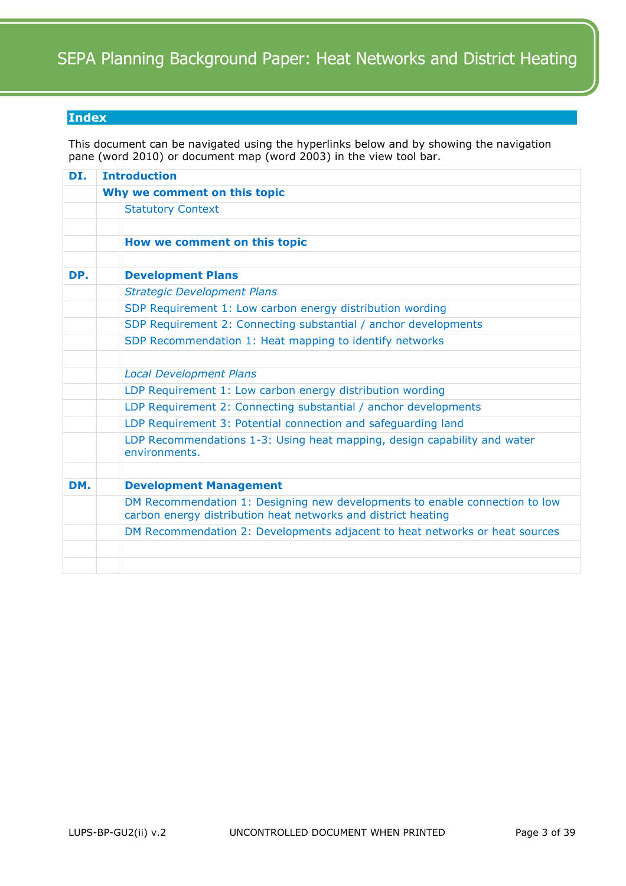## Index

This document can be navigated using the hyperlinks below and by showing the navigation pane (word 2010) or document map (word 2003) in the view tool bar.

| | | |
|---|---|---|
| **DI.** | **Introduction** | |
| | **Why we comment on this topic** | |
| | | Statutory Context |
| | | |
| | | **How we comment on this topic** |
| | | |
| **DP.** | | **Development Plans** |
| | | *Strategic Development Plans* |
| | | SDP Requirement 1: Low carbon energy distribution wording |
| | | SDP Requirement 2: Connecting substantial / anchor developments |
| | | SDP Recommendation 1: Heat mapping to identify networks |
| | | |
| | | *Local Development Plans* |
| | | LDP Requirement 1: Low carbon energy distribution wording |
| | | LDP Requirement 2: Connecting substantial / anchor developments |
| | | LDP Requirement 3: Potential connection and safeguarding land |
| | | LDP Recommendations 1-3: Using heat mapping, design capability and water environments. |
| | | |
| **DM.** | | **Development Management** |
| | | DM Recommendation 1: Designing new developments to enable connection to low carbon energy distribution heat networks and district heating |
| | | DM Recommendation 2: Developments adjacent to heat networks or heat sources |
| | | |
| | | |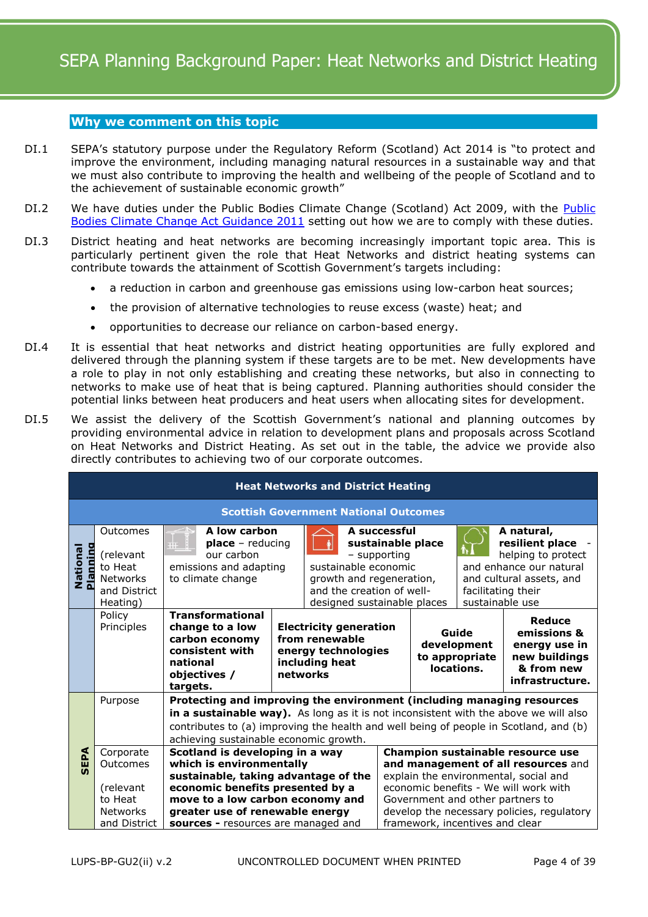## Why we comment on this topic

DI.1 SEPA's statutory purpose under the Regulatory Reform (Scotland) Act 2014 is "to protect and improve the environment, including managing natural resources in a sustainable way and that we must also contribute to improving the health and wellbeing of the people of Scotland and to the achievement of sustainable economic growth"

DI.2 We have duties under the Public Bodies Climate Change (Scotland) Act 2009, with the Public Bodies Climate Change Act Guidance 2011 setting out how we are to comply with these duties.

DI.3 District heating and heat networks are becoming increasingly important topic area. This is particularly pertinent given the role that Heat Networks and district heating systems can contribute towards the attainment of Scottish Government's targets including:

- a reduction in carbon and greenhouse gas emissions using low-carbon heat sources;
- the provision of alternative technologies to reuse excess (waste) heat; and
- opportunities to decrease our reliance on carbon-based energy.

DI.4 It is essential that heat networks and district heating opportunities are fully explored and delivered through the planning system if these targets are to be met. New developments have a role to play in not only establishing and creating these networks, but also in connecting to networks to make use of heat that is being captured. Planning authorities should consider the potential links between heat producers and heat users when allocating sites for development.

DI.5 We assist the delivery of the Scottish Government's national and planning outcomes by providing environmental advice in relation to development plans and proposals across Scotland on Heat Networks and District Heating. As set out in the table, the advice we provide also directly contributes to achieving two of our corporate outcomes.

| Heat Networks and District Heating | | | | | |
|---|---|---|---|---|---|
| **Scottish Government National Outcomes** | | | | | |
| **National Planning** | Outcomes (relevant to Heat Networks and District Heating) | **A low carbon place** – reducing our carbon emissions and adapting to climate change | **A successful sustainable place** – supporting sustainable economic growth and regeneration, and the creation of well-designed sustainable places | | **A natural, resilient place** - helping to protect and enhance our natural and cultural assets, and facilitating their sustainable use |
| | Policy Principles | **Transformational change to a low carbon economy consistent with national objectives / targets.** | **Electricity generation from renewable energy technologies including heat networks** | **Guide development to appropriate locations.** | **Reduce emissions & energy use in new buildings & from new infrastructure.** |
| **SEPA** | Purpose | **Protecting and improving the environment (including managing resources in a sustainable way).** As long as it is not inconsistent with the above we will also contributes to (a) improving the health and well being of people in Scotland, and (b) achieving sustainable economic growth. | | | |
| | Corporate Outcomes (relevant to Heat Networks and District | **Scotland is developing in a way which is environmentally sustainable, taking advantage of the economic benefits presented by a move to a low carbon economy and greater use of renewable energy sources -** resources are managed and | | **Champion sustainable resource use and management of all resources** and explain the environmental, social and economic benefits - We will work with Government and other partners to develop the necessary policies, regulatory framework, incentives and clear | |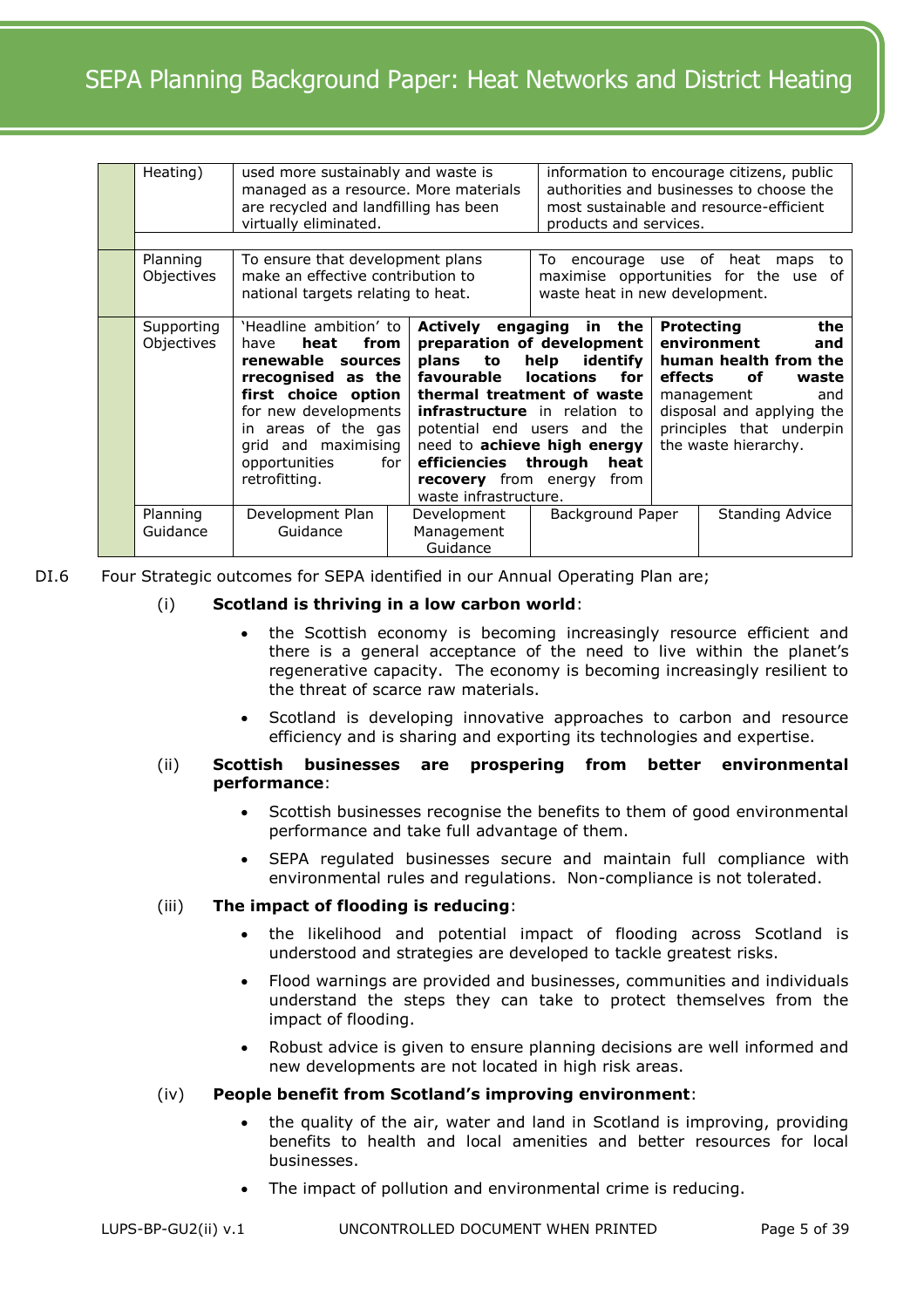| | | | | | | |
|---|---|---|---|---|---|---|
| | Heating) | used more sustainably and waste is managed as a resource. More materials are recycled and landfilling has been virtually eliminated. | | information to encourage citizens, public authorities and businesses to choose the most sustainable and resource-efficient products and services. | | |
| | Planning Objectives | To ensure that development plans make an effective contribution to national targets relating to heat. | | To encourage use of heat maps to maximise opportunities for the use of waste heat in new development. | | |
| | Supporting Objectives | 'Headline ambition' to have **heat from renewable sources rrecognised as the first choice option** for new developments in areas of the gas grid and maximising opportunities for retrofitting. | **Actively engaging in the preparation of development plans to help identify favourable locations for thermal treatment of waste infrastructure** in relation to potential end users and the need to **achieve high energy efficiencies through heat recovery** from energy from waste infrastructure. | | **Protecting the environment and human health from the effects of waste** management and disposal and applying the principles that underpin the waste hierarchy. | |
| | Planning Guidance | Development Plan Guidance | Development Management Guidance | Background Paper | | Standing Advice |

DI.6 Four Strategic outcomes for SEPA identified in our Annual Operating Plan are;

(i) **Scotland is thriving in a low carbon world**:

- the Scottish economy is becoming increasingly resource efficient and there is a general acceptance of the need to live within the planet's regenerative capacity. The economy is becoming increasingly resilient to the threat of scarce raw materials.
- Scotland is developing innovative approaches to carbon and resource efficiency and is sharing and exporting its technologies and expertise.

(ii) **Scottish businesses are prospering from better environmental performance**:

- Scottish businesses recognise the benefits to them of good environmental performance and take full advantage of them.
- SEPA regulated businesses secure and maintain full compliance with environmental rules and regulations. Non-compliance is not tolerated.

(iii) **The impact of flooding is reducing**:

- the likelihood and potential impact of flooding across Scotland is understood and strategies are developed to tackle greatest risks.
- Flood warnings are provided and businesses, communities and individuals understand the steps they can take to protect themselves from the impact of flooding.
- Robust advice is given to ensure planning decisions are well informed and new developments are not located in high risk areas.

(iv) **People benefit from Scotland's improving environment**:

- the quality of the air, water and land in Scotland is improving, providing benefits to health and local amenities and better resources for local businesses.
- The impact of pollution and environmental crime is reducing.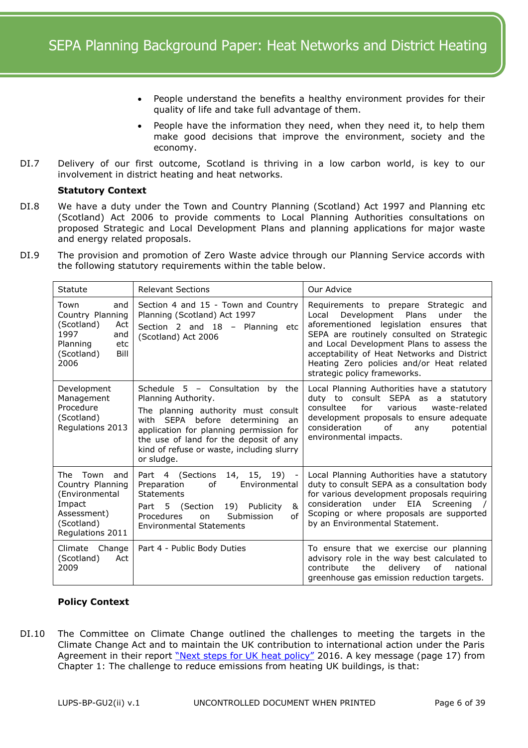- People understand the benefits a healthy environment provides for their quality of life and take full advantage of them.
- People have the information they need, when they need it, to help them make good decisions that improve the environment, society and the economy.

DI.7 Delivery of our first outcome, Scotland is thriving in a low carbon world, is key to our involvement in district heating and heat networks.

**Statutory Context**

DI.8 We have a duty under the Town and Country Planning (Scotland) Act 1997 and Planning etc (Scotland) Act 2006 to provide comments to Local Planning Authorities consultations on proposed Strategic and Local Development Plans and planning applications for major waste and energy related proposals.

DI.9 The provision and promotion of Zero Waste advice through our Planning Service accords with the following statutory requirements within the table below.

| Statute | Relevant Sections | Our Advice |
|---|---|---|
| Town and Country Planning (Scotland) Act 1997 and Planning etc (Scotland) Bill 2006 | Section 4 and 15 - Town and Country Planning (Scotland) Act 1997<br>Section 2 and 18 – Planning etc (Scotland) Act 2006 | Requirements to prepare Strategic and Local Development Plans under the aforementioned legislation ensures that SEPA are routinely consulted on Strategic and Local Development Plans to assess the acceptability of Heat Networks and District Heating Zero policies and/or Heat related strategic policy frameworks. |
| Development Management Procedure (Scotland) Regulations 2013 | Schedule 5 – Consultation by the Planning Authority.<br>The planning authority must consult with SEPA before determining an application for planning permission for the use of land for the deposit of any kind of refuse or waste, including slurry or sludge. | Local Planning Authorities have a statutory duty to consult SEPA as a statutory consultee for various waste-related development proposals to ensure adequate consideration of any potential environmental impacts. |
| The Town and Country Planning (Environmental Impact Assessment) (Scotland) Regulations 2011 | Part 4 (Sections 14, 15, 19) - Preparation of Environmental Statements<br>Part 5 (Section 19) Publicity & Procedures on Submission of Environmental Statements | Local Planning Authorities have a statutory duty to consult SEPA as a consultation body for various development proposals requiring consideration under EIA Screening / Scoping or where proposals are supported by an Environmental Statement. |
| Climate Change (Scotland) Act 2009 | Part 4 - Public Body Duties | To ensure that we exercise our planning advisory role in the way best calculated to contribute the delivery of national greenhouse gas emission reduction targets. |

**Policy Context**

DI.10 The Committee on Climate Change outlined the challenges to meeting the targets in the Climate Change Act and to maintain the UK contribution to international action under the Paris Agreement in their report "Next steps for UK heat policy" 2016. A key message (page 17) from Chapter 1: The challenge to reduce emissions from heating UK buildings, is that: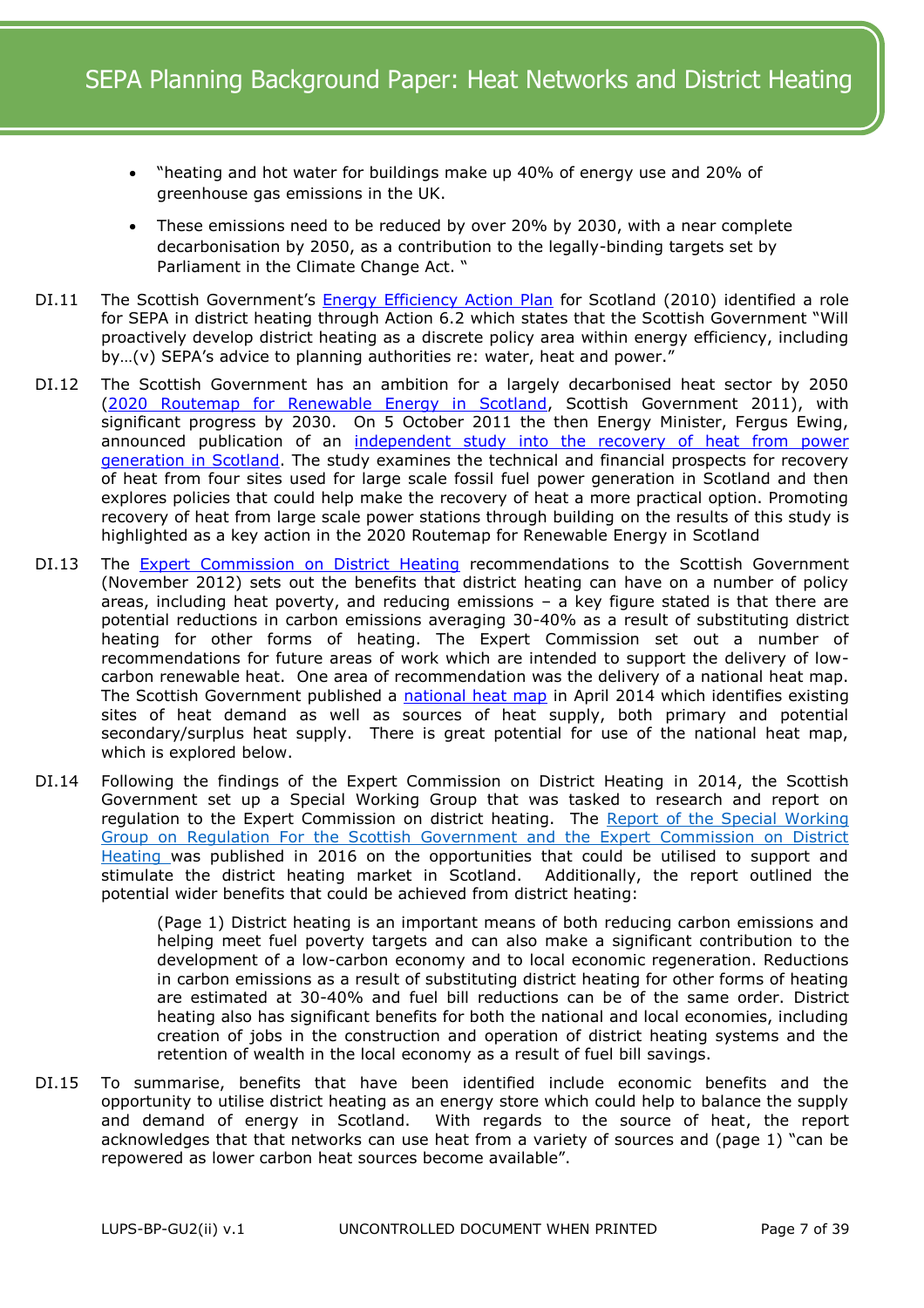- "heating and hot water for buildings make up 40% of energy use and 20% of greenhouse gas emissions in the UK.
- These emissions need to be reduced by over 20% by 2030, with a near complete decarbonisation by 2050, as a contribution to the legally-binding targets set by Parliament in the Climate Change Act. "

DI.11 The Scottish Government's Energy Efficiency Action Plan for Scotland (2010) identified a role for SEPA in district heating through Action 6.2 which states that the Scottish Government "Will proactively develop district heating as a discrete policy area within energy efficiency, including by…(v) SEPA's advice to planning authorities re: water, heat and power."

DI.12 The Scottish Government has an ambition for a largely decarbonised heat sector by 2050 (2020 Routemap for Renewable Energy in Scotland, Scottish Government 2011), with significant progress by 2030. On 5 October 2011 the then Energy Minister, Fergus Ewing, announced publication of an independent study into the recovery of heat from power generation in Scotland. The study examines the technical and financial prospects for recovery of heat from four sites used for large scale fossil fuel power generation in Scotland and then explores policies that could help make the recovery of heat a more practical option. Promoting recovery of heat from large scale power stations through building on the results of this study is highlighted as a key action in the 2020 Routemap for Renewable Energy in Scotland

DI.13 The Expert Commission on District Heating recommendations to the Scottish Government (November 2012) sets out the benefits that district heating can have on a number of policy areas, including heat poverty, and reducing emissions – a key figure stated is that there are potential reductions in carbon emissions averaging 30-40% as a result of substituting district heating for other forms of heating. The Expert Commission set out a number of recommendations for future areas of work which are intended to support the delivery of low-carbon renewable heat. One area of recommendation was the delivery of a national heat map. The Scottish Government published a national heat map in April 2014 which identifies existing sites of heat demand as well as sources of heat supply, both primary and potential secondary/surplus heat supply. There is great potential for use of the national heat map, which is explored below.

DI.14 Following the findings of the Expert Commission on District Heating in 2014, the Scottish Government set up a Special Working Group that was tasked to research and report on regulation to the Expert Commission on district heating. The Report of the Special Working Group on Regulation For the Scottish Government and the Expert Commission on District Heating was published in 2016 on the opportunities that could be utilised to support and stimulate the district heating market in Scotland. Additionally, the report outlined the potential wider benefits that could be achieved from district heating:

> (Page 1) District heating is an important means of both reducing carbon emissions and helping meet fuel poverty targets and can also make a significant contribution to the development of a low-carbon economy and to local economic regeneration. Reductions in carbon emissions as a result of substituting district heating for other forms of heating are estimated at 30-40% and fuel bill reductions can be of the same order. District heating also has significant benefits for both the national and local economies, including creation of jobs in the construction and operation of district heating systems and the retention of wealth in the local economy as a result of fuel bill savings.

DI.15 To summarise, benefits that have been identified include economic benefits and the opportunity to utilise district heating as an energy store which could help to balance the supply and demand of energy in Scotland. With regards to the source of heat, the report acknowledges that that networks can use heat from a variety of sources and (page 1) "can be repowered as lower carbon heat sources become available".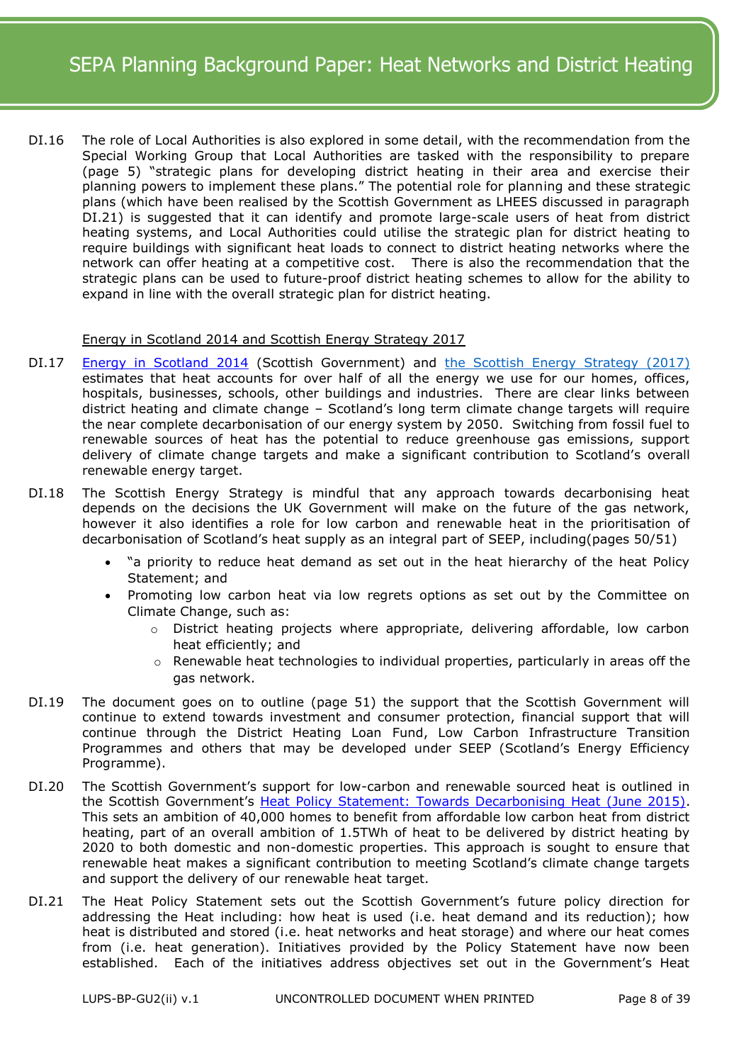DI.16 The role of Local Authorities is also explored in some detail, with the recommendation from the Special Working Group that Local Authorities are tasked with the responsibility to prepare (page 5) "strategic plans for developing district heating in their area and exercise their planning powers to implement these plans." The potential role for planning and these strategic plans (which have been realised by the Scottish Government as LHEES discussed in paragraph DI.21) is suggested that it can identify and promote large-scale users of heat from district heating systems, and Local Authorities could utilise the strategic plan for district heating to require buildings with significant heat loads to connect to district heating networks where the network can offer heating at a competitive cost. There is also the recommendation that the strategic plans can be used to future-proof district heating schemes to allow for the ability to expand in line with the overall strategic plan for district heating.

### Energy in Scotland 2014 and Scottish Energy Strategy 2017

DI.17 Energy in Scotland 2014 (Scottish Government) and the Scottish Energy Strategy (2017) estimates that heat accounts for over half of all the energy we use for our homes, offices, hospitals, businesses, schools, other buildings and industries. There are clear links between district heating and climate change – Scotland's long term climate change targets will require the near complete decarbonisation of our energy system by 2050. Switching from fossil fuel to renewable sources of heat has the potential to reduce greenhouse gas emissions, support delivery of climate change targets and make a significant contribution to Scotland's overall renewable energy target.

DI.18 The Scottish Energy Strategy is mindful that any approach towards decarbonising heat depends on the decisions the UK Government will make on the future of the gas network, however it also identifies a role for low carbon and renewable heat in the prioritisation of decarbonisation of Scotland's heat supply as an integral part of SEEP, including(pages 50/51)

- "a priority to reduce heat demand as set out in the heat hierarchy of the heat Policy Statement; and
- Promoting low carbon heat via low regrets options as set out by the Committee on Climate Change, such as:
  - District heating projects where appropriate, delivering affordable, low carbon heat efficiently; and
  - Renewable heat technologies to individual properties, particularly in areas off the gas network.

DI.19 The document goes on to outline (page 51) the support that the Scottish Government will continue to extend towards investment and consumer protection, financial support that will continue through the District Heating Loan Fund, Low Carbon Infrastructure Transition Programmes and others that may be developed under SEEP (Scotland's Energy Efficiency Programme).

DI.20 The Scottish Government's support for low-carbon and renewable sourced heat is outlined in the Scottish Government's Heat Policy Statement: Towards Decarbonising Heat (June 2015). This sets an ambition of 40,000 homes to benefit from affordable low carbon heat from district heating, part of an overall ambition of 1.5TWh of heat to be delivered by district heating by 2020 to both domestic and non-domestic properties. This approach is sought to ensure that renewable heat makes a significant contribution to meeting Scotland's climate change targets and support the delivery of our renewable heat target.

DI.21 The Heat Policy Statement sets out the Scottish Government's future policy direction for addressing the Heat including: how heat is used (i.e. heat demand and its reduction); how heat is distributed and stored (i.e. heat networks and heat storage) and where our heat comes from (i.e. heat generation). Initiatives provided by the Policy Statement have now been established. Each of the initiatives address objectives set out in the Government's Heat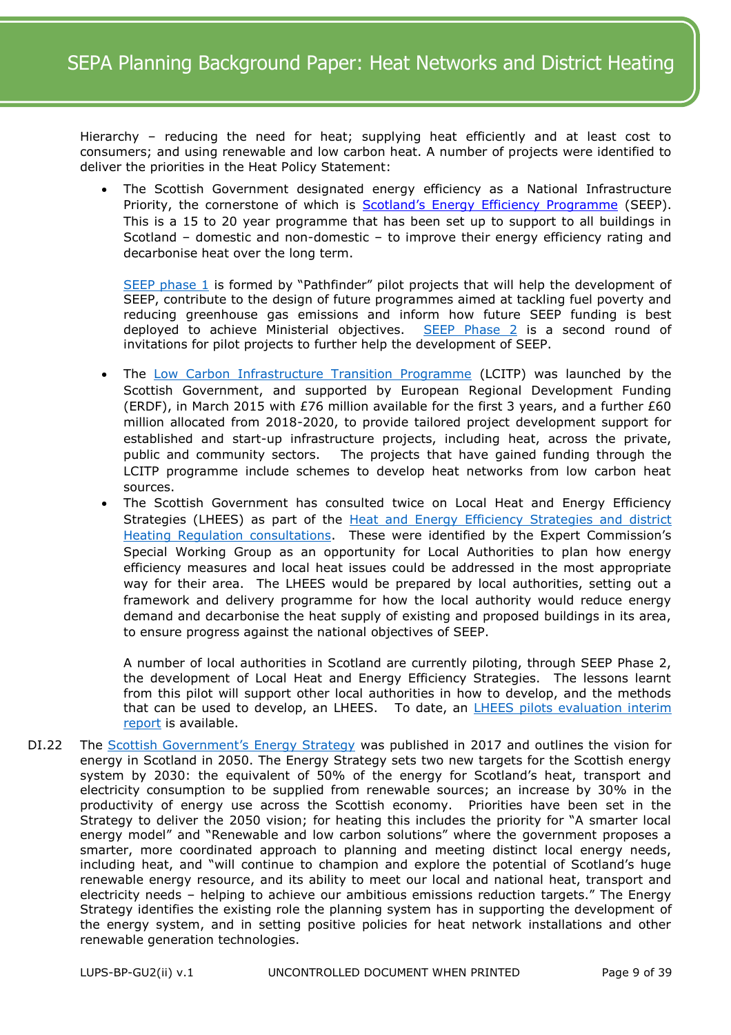Hierarchy – reducing the need for heat; supplying heat efficiently and at least cost to consumers; and using renewable and low carbon heat. A number of projects were identified to deliver the priorities in the Heat Policy Statement:

- The Scottish Government designated energy efficiency as a National Infrastructure Priority, the cornerstone of which is Scotland's Energy Efficiency Programme (SEEP). This is a 15 to 20 year programme that has been set up to support to all buildings in Scotland – domestic and non-domestic – to improve their energy efficiency rating and decarbonise heat over the long term.

  SEEP phase 1 is formed by "Pathfinder" pilot projects that will help the development of SEEP, contribute to the design of future programmes aimed at tackling fuel poverty and reducing greenhouse gas emissions and inform how future SEEP funding is best deployed to achieve Ministerial objectives. SEEP Phase 2 is a second round of invitations for pilot projects to further help the development of SEEP.

- The Low Carbon Infrastructure Transition Programme (LCITP) was launched by the Scottish Government, and supported by European Regional Development Funding (ERDF), in March 2015 with £76 million available for the first 3 years, and a further £60 million allocated from 2018-2020, to provide tailored project development support for established and start-up infrastructure projects, including heat, across the private, public and community sectors. The projects that have gained funding through the LCITP programme include schemes to develop heat networks from low carbon heat sources.
- The Scottish Government has consulted twice on Local Heat and Energy Efficiency Strategies (LHEES) as part of the Heat and Energy Efficiency Strategies and district Heating Regulation consultations. These were identified by the Expert Commission's Special Working Group as an opportunity for Local Authorities to plan how energy efficiency measures and local heat issues could be addressed in the most appropriate way for their area. The LHEES would be prepared by local authorities, setting out a framework and delivery programme for how the local authority would reduce energy demand and decarbonise the heat supply of existing and proposed buildings in its area, to ensure progress against the national objectives of SEEP.

  A number of local authorities in Scotland are currently piloting, through SEEP Phase 2, the development of Local Heat and Energy Efficiency Strategies. The lessons learnt from this pilot will support other local authorities in how to develop, and the methods that can be used to develop, an LHEES. To date, an LHEES pilots evaluation interim report is available.

DI.22 The Scottish Government's Energy Strategy was published in 2017 and outlines the vision for energy in Scotland in 2050. The Energy Strategy sets two new targets for the Scottish energy system by 2030: the equivalent of 50% of the energy for Scotland's heat, transport and electricity consumption to be supplied from renewable sources; an increase by 30% in the productivity of energy use across the Scottish economy. Priorities have been set in the Strategy to deliver the 2050 vision; for heating this includes the priority for "A smarter local energy model" and "Renewable and low carbon solutions" where the government proposes a smarter, more coordinated approach to planning and meeting distinct local energy needs, including heat, and "will continue to champion and explore the potential of Scotland's huge renewable energy resource, and its ability to meet our local and national heat, transport and electricity needs – helping to achieve our ambitious emissions reduction targets." The Energy Strategy identifies the existing role the planning system has in supporting the development of the energy system, and in setting positive policies for heat network installations and other renewable generation technologies.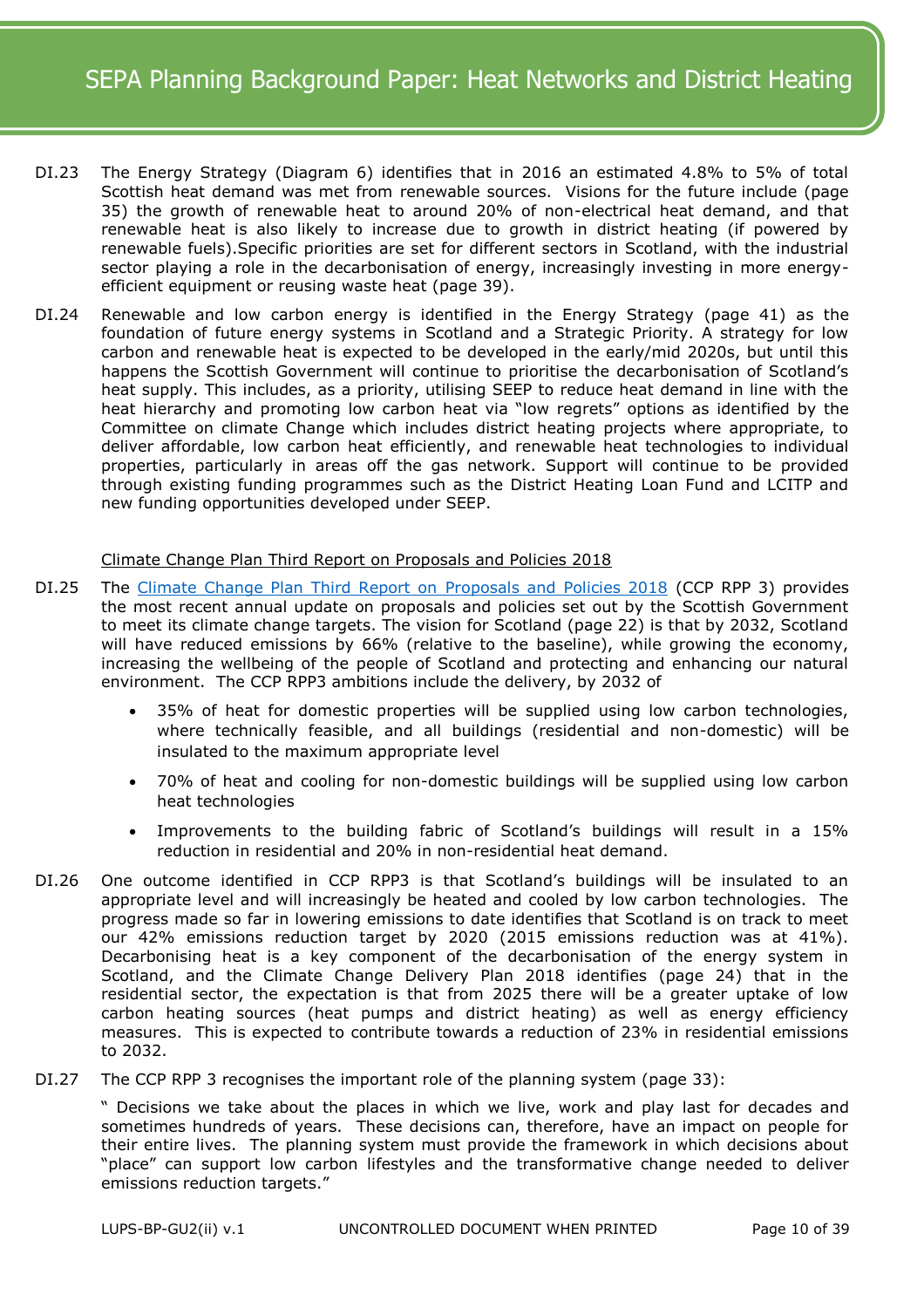DI.23 The Energy Strategy (Diagram 6) identifies that in 2016 an estimated 4.8% to 5% of total Scottish heat demand was met from renewable sources. Visions for the future include (page 35) the growth of renewable heat to around 20% of non-electrical heat demand, and that renewable heat is also likely to increase due to growth in district heating (if powered by renewable fuels).Specific priorities are set for different sectors in Scotland, with the industrial sector playing a role in the decarbonisation of energy, increasingly investing in more energy-efficient equipment or reusing waste heat (page 39).

DI.24 Renewable and low carbon energy is identified in the Energy Strategy (page 41) as the foundation of future energy systems in Scotland and a Strategic Priority. A strategy for low carbon and renewable heat is expected to be developed in the early/mid 2020s, but until this happens the Scottish Government will continue to prioritise the decarbonisation of Scotland's heat supply. This includes, as a priority, utilising SEEP to reduce heat demand in line with the heat hierarchy and promoting low carbon heat via "low regrets" options as identified by the Committee on climate Change which includes district heating projects where appropriate, to deliver affordable, low carbon heat efficiently, and renewable heat technologies to individual properties, particularly in areas off the gas network. Support will continue to be provided through existing funding programmes such as the District Heating Loan Fund and LCITP and new funding opportunities developed under SEEP.

Climate Change Plan Third Report on Proposals and Policies 2018

DI.25 The Climate Change Plan Third Report on Proposals and Policies 2018 (CCP RPP 3) provides the most recent annual update on proposals and policies set out by the Scottish Government to meet its climate change targets. The vision for Scotland (page 22) is that by 2032, Scotland will have reduced emissions by 66% (relative to the baseline), while growing the economy, increasing the wellbeing of the people of Scotland and protecting and enhancing our natural environment. The CCP RPP3 ambitions include the delivery, by 2032 of

- 35% of heat for domestic properties will be supplied using low carbon technologies, where technically feasible, and all buildings (residential and non-domestic) will be insulated to the maximum appropriate level
- 70% of heat and cooling for non-domestic buildings will be supplied using low carbon heat technologies
- Improvements to the building fabric of Scotland's buildings will result in a 15% reduction in residential and 20% in non-residential heat demand.

DI.26 One outcome identified in CCP RPP3 is that Scotland's buildings will be insulated to an appropriate level and will increasingly be heated and cooled by low carbon technologies. The progress made so far in lowering emissions to date identifies that Scotland is on track to meet our 42% emissions reduction target by 2020 (2015 emissions reduction was at 41%). Decarbonising heat is a key component of the decarbonisation of the energy system in Scotland, and the Climate Change Delivery Plan 2018 identifies (page 24) that in the residential sector, the expectation is that from 2025 there will be a greater uptake of low carbon heating sources (heat pumps and district heating) as well as energy efficiency measures. This is expected to contribute towards a reduction of 23% in residential emissions to 2032.

DI.27 The CCP RPP 3 recognises the important role of the planning system (page 33):

" Decisions we take about the places in which we live, work and play last for decades and sometimes hundreds of years. These decisions can, therefore, have an impact on people for their entire lives. The planning system must provide the framework in which decisions about "place" can support low carbon lifestyles and the transformative change needed to deliver emissions reduction targets."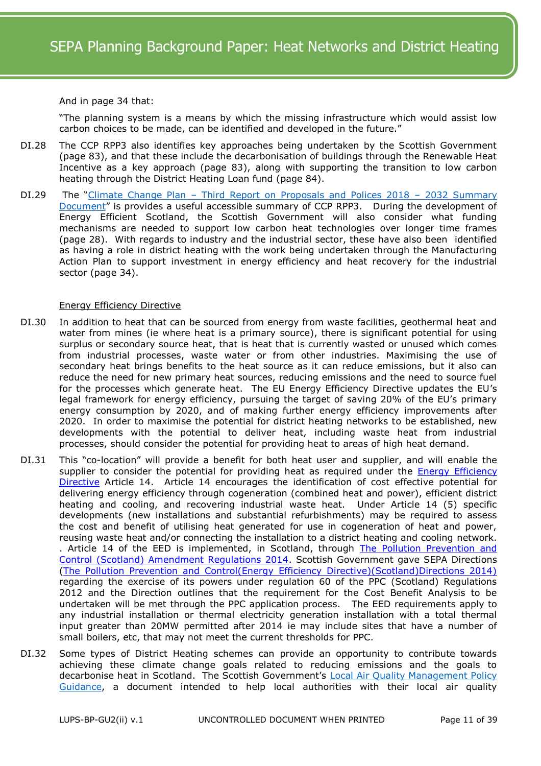And in page 34 that:

"The planning system is a means by which the missing infrastructure which would assist low carbon choices to be made, can be identified and developed in the future."

DI.28 The CCP RPP3 also identifies key approaches being undertaken by the Scottish Government (page 83), and that these include the decarbonisation of buildings through the Renewable Heat Incentive as a key approach (page 83), along with supporting the transition to low carbon heating through the District Heating Loan fund (page 84).

DI.29 The "Climate Change Plan – Third Report on Proposals and Polices 2018 – 2032 Summary Document" is provides a useful accessible summary of CCP RPP3. During the development of Energy Efficient Scotland, the Scottish Government will also consider what funding mechanisms are needed to support low carbon heat technologies over longer time frames (page 28). With regards to industry and the industrial sector, these have also been identified as having a role in district heating with the work being undertaken through the Manufacturing Action Plan to support investment in energy efficiency and heat recovery for the industrial sector (page 34).

Energy Efficiency Directive

DI.30 In addition to heat that can be sourced from energy from waste facilities, geothermal heat and water from mines (ie where heat is a primary source), there is significant potential for using surplus or secondary source heat, that is heat that is currently wasted or unused which comes from industrial processes, waste water or from other industries. Maximising the use of secondary heat brings benefits to the heat source as it can reduce emissions, but it also can reduce the need for new primary heat sources, reducing emissions and the need to source fuel for the processes which generate heat. The EU Energy Efficiency Directive updates the EU's legal framework for energy efficiency, pursuing the target of saving 20% of the EU's primary energy consumption by 2020, and of making further energy efficiency improvements after 2020. In order to maximise the potential for district heating networks to be established, new developments with the potential to deliver heat, including waste heat from industrial processes, should consider the potential for providing heat to areas of high heat demand.

DI.31 This "co-location" will provide a benefit for both heat user and supplier, and will enable the supplier to consider the potential for providing heat as required under the Energy Efficiency Directive Article 14. Article 14 encourages the identification of cost effective potential for delivering energy efficiency through cogeneration (combined heat and power), efficient district heating and cooling, and recovering industrial waste heat. Under Article 14 (5) specific developments (new installations and substantial refurbishments) may be required to assess the cost and benefit of utilising heat generated for use in cogeneration of heat and power, reusing waste heat and/or connecting the installation to a district heating and cooling network. . Article 14 of the EED is implemented, in Scotland, through The Pollution Prevention and Control (Scotland) Amendment Regulations 2014. Scottish Government gave SEPA Directions (The Pollution Prevention and Control(Energy Efficiency Directive)(Scotland)Directions 2014) regarding the exercise of its powers under regulation 60 of the PPC (Scotland) Regulations 2012 and the Direction outlines that the requirement for the Cost Benefit Analysis to be undertaken will be met through the PPC application process. The EED requirements apply to any industrial installation or thermal electricity generation installation with a total thermal input greater than 20MW permitted after 2014 ie may include sites that have a number of small boilers, etc, that may not meet the current thresholds for PPC.

DI.32 Some types of District Heating schemes can provide an opportunity to contribute towards achieving these climate change goals related to reducing emissions and the goals to decarbonise heat in Scotland. The Scottish Government's Local Air Quality Management Policy Guidance, a document intended to help local authorities with their local air quality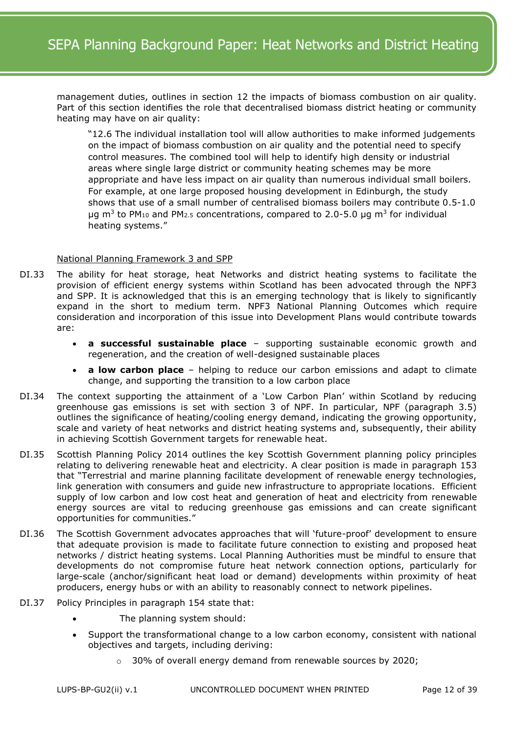management duties, outlines in section 12 the impacts of biomass combustion on air quality. Part of this section identifies the role that decentralised biomass district heating or community heating may have on air quality:

> "12.6 The individual installation tool will allow authorities to make informed judgements on the impact of biomass combustion on air quality and the potential need to specify control measures. The combined tool will help to identify high density or industrial areas where single large district or community heating schemes may be more appropriate and have less impact on air quality than numerous individual small boilers. For example, at one large proposed housing development in Edinburgh, the study shows that use of a small number of centralised biomass boilers may contribute 0.5-1.0 µg $m^3$ to $PM_{10}$ and $PM_{2.5}$ concentrations, compared to 2.0-5.0 µg $m^3$ for individual heating systems."

National Planning Framework 3 and SPP

DI.33 The ability for heat storage, heat Networks and district heating systems to facilitate the provision of efficient energy systems within Scotland has been advocated through the NPF3 and SPP. It is acknowledged that this is an emerging technology that is likely to significantly expand in the short to medium term. NPF3 National Planning Outcomes which require consideration and incorporation of this issue into Development Plans would contribute towards are:

- **a successful sustainable place** – supporting sustainable economic growth and regeneration, and the creation of well-designed sustainable places
- **a low carbon place** – helping to reduce our carbon emissions and adapt to climate change, and supporting the transition to a low carbon place

DI.34 The context supporting the attainment of a 'Low Carbon Plan' within Scotland by reducing greenhouse gas emissions is set with section 3 of NPF. In particular, NPF (paragraph 3.5) outlines the significance of heating/cooling energy demand, indicating the growing opportunity, scale and variety of heat networks and district heating systems and, subsequently, their ability in achieving Scottish Government targets for renewable heat.

DI.35 Scottish Planning Policy 2014 outlines the key Scottish Government planning policy principles relating to delivering renewable heat and electricity. A clear position is made in paragraph 153 that "Terrestrial and marine planning facilitate development of renewable energy technologies, link generation with consumers and guide new infrastructure to appropriate locations. Efficient supply of low carbon and low cost heat and generation of heat and electricity from renewable energy sources are vital to reducing greenhouse gas emissions and can create significant opportunities for communities."

DI.36 The Scottish Government advocates approaches that will 'future-proof' development to ensure that adequate provision is made to facilitate future connection to existing and proposed heat networks / district heating systems. Local Planning Authorities must be mindful to ensure that developments do not compromise future heat network connection options, particularly for large-scale (anchor/significant heat load or demand) developments within proximity of heat producers, energy hubs or with an ability to reasonably connect to network pipelines.

DI.37 Policy Principles in paragraph 154 state that:

- The planning system should:
- Support the transformational change to a low carbon economy, consistent with national objectives and targets, including deriving:
  - 30% of overall energy demand from renewable sources by 2020;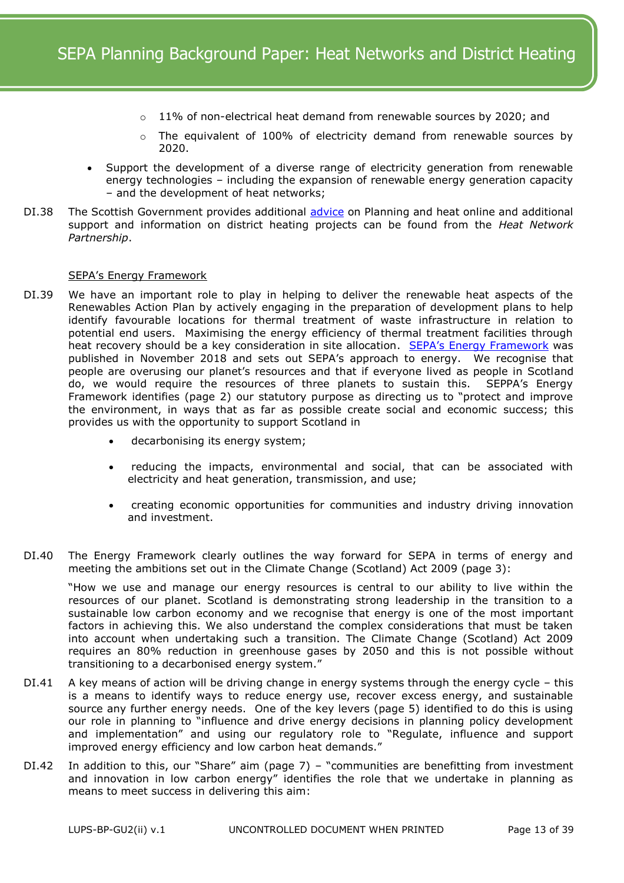- 11% of non-electrical heat demand from renewable sources by 2020; and
  - The equivalent of 100% of electricity demand from renewable sources by 2020.
- Support the development of a diverse range of electricity generation from renewable energy technologies – including the expansion of renewable energy generation capacity – and the development of heat networks;

DI.38 The Scottish Government provides additional advice on Planning and heat online and additional support and information on district heating projects can be found from the *Heat Network Partnership*.

SEPA's Energy Framework

DI.39 We have an important role to play in helping to deliver the renewable heat aspects of the Renewables Action Plan by actively engaging in the preparation of development plans to help identify favourable locations for thermal treatment of waste infrastructure in relation to potential end users. Maximising the energy efficiency of thermal treatment facilities through heat recovery should be a key consideration in site allocation. SEPA's Energy Framework was published in November 2018 and sets out SEPA's approach to energy. We recognise that people are overusing our planet's resources and that if everyone lived as people in Scotland do, we would require the resources of three planets to sustain this. SEPPA's Energy Framework identifies (page 2) our statutory purpose as directing us to "protect and improve the environment, in ways that as far as possible create social and economic success; this provides us with the opportunity to support Scotland in

- decarbonising its energy system;
- reducing the impacts, environmental and social, that can be associated with electricity and heat generation, transmission, and use;
- creating economic opportunities for communities and industry driving innovation and investment.

DI.40 The Energy Framework clearly outlines the way forward for SEPA in terms of energy and meeting the ambitions set out in the Climate Change (Scotland) Act 2009 (page 3):

"How we use and manage our energy resources is central to our ability to live within the resources of our planet. Scotland is demonstrating strong leadership in the transition to a sustainable low carbon economy and we recognise that energy is one of the most important factors in achieving this. We also understand the complex considerations that must be taken into account when undertaking such a transition. The Climate Change (Scotland) Act 2009 requires an 80% reduction in greenhouse gases by 2050 and this is not possible without transitioning to a decarbonised energy system."

DI.41 A key means of action will be driving change in energy systems through the energy cycle – this is a means to identify ways to reduce energy use, recover excess energy, and sustainable source any further energy needs. One of the key levers (page 5) identified to do this is using our role in planning to "influence and drive energy decisions in planning policy development and implementation" and using our regulatory role to "Regulate, influence and support improved energy efficiency and low carbon heat demands."

DI.42 In addition to this, our "Share" aim (page 7) – "communities are benefitting from investment and innovation in low carbon energy" identifies the role that we undertake in planning as means to meet success in delivering this aim: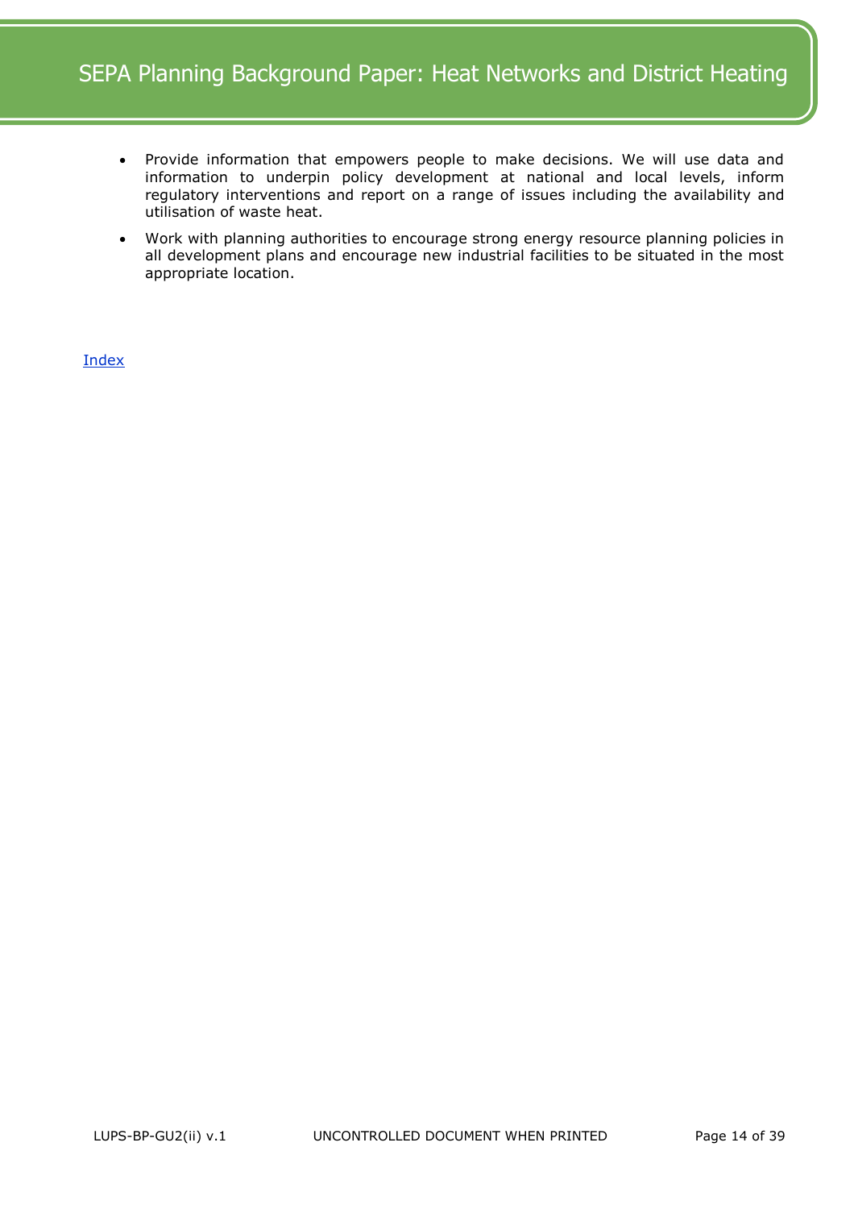- Provide information that empowers people to make decisions. We will use data and information to underpin policy development at national and local levels, inform regulatory interventions and report on a range of issues including the availability and utilisation of waste heat.
- Work with planning authorities to encourage strong energy resource planning policies in all development plans and encourage new industrial facilities to be situated in the most appropriate location.

Index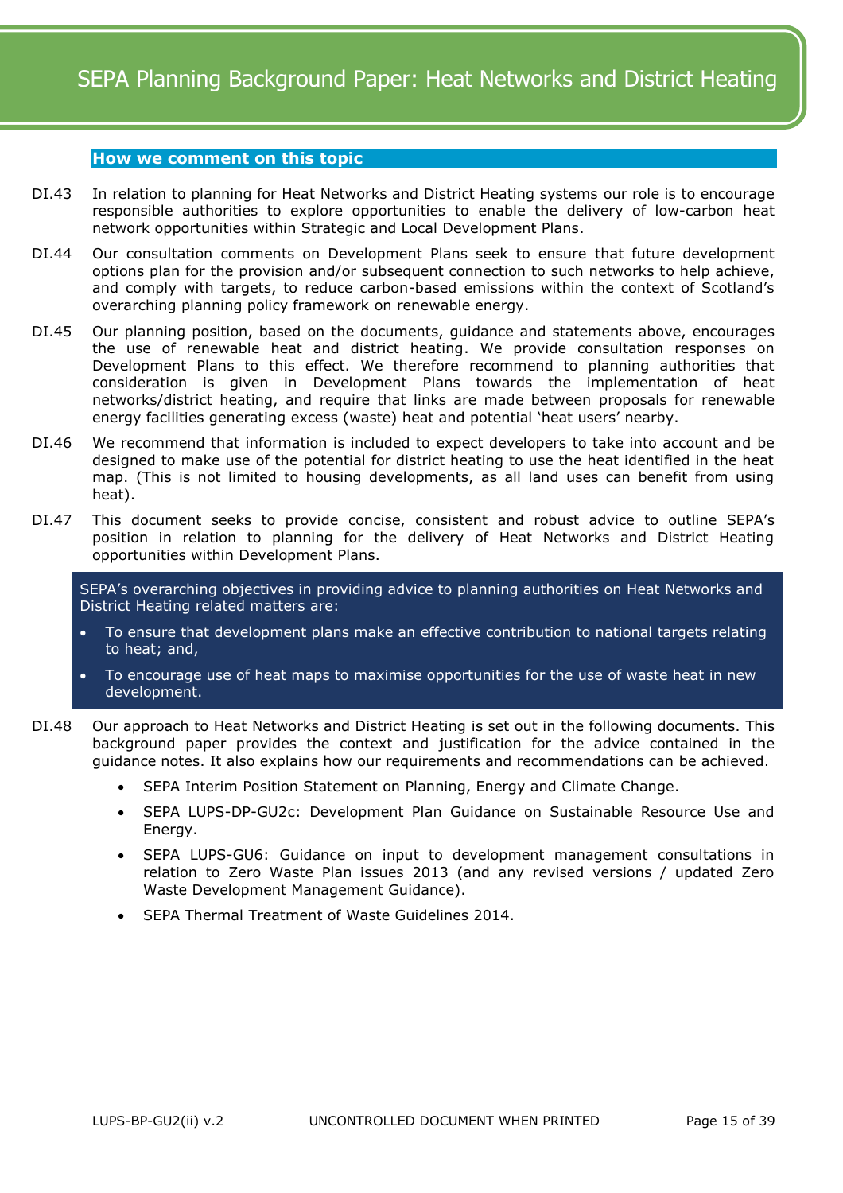## How we comment on this topic

DI.43 In relation to planning for Heat Networks and District Heating systems our role is to encourage responsible authorities to explore opportunities to enable the delivery of low-carbon heat network opportunities within Strategic and Local Development Plans.

DI.44 Our consultation comments on Development Plans seek to ensure that future development options plan for the provision and/or subsequent connection to such networks to help achieve, and comply with targets, to reduce carbon-based emissions within the context of Scotland's overarching planning policy framework on renewable energy.

DI.45 Our planning position, based on the documents, guidance and statements above, encourages the use of renewable heat and district heating. We provide consultation responses on Development Plans to this effect. We therefore recommend to planning authorities that consideration is given in Development Plans towards the implementation of heat networks/district heating, and require that links are made between proposals for renewable energy facilities generating excess (waste) heat and potential 'heat users' nearby.

DI.46 We recommend that information is included to expect developers to take into account and be designed to make use of the potential for district heating to use the heat identified in the heat map. (This is not limited to housing developments, as all land uses can benefit from using heat).

DI.47 This document seeks to provide concise, consistent and robust advice to outline SEPA's position in relation to planning for the delivery of Heat Networks and District Heating opportunities within Development Plans.

> SEPA's overarching objectives in providing advice to planning authorities on Heat Networks and District Heating related matters are:
>
> - To ensure that development plans make an effective contribution to national targets relating to heat; and,
> - To encourage use of heat maps to maximise opportunities for the use of waste heat in new development.

DI.48 Our approach to Heat Networks and District Heating is set out in the following documents. This background paper provides the context and justification for the advice contained in the guidance notes. It also explains how our requirements and recommendations can be achieved.

- SEPA Interim Position Statement on Planning, Energy and Climate Change.
- SEPA LUPS-DP-GU2c: Development Plan Guidance on Sustainable Resource Use and Energy.
- SEPA LUPS-GU6: Guidance on input to development management consultations in relation to Zero Waste Plan issues 2013 (and any revised versions / updated Zero Waste Development Management Guidance).
- SEPA Thermal Treatment of Waste Guidelines 2014.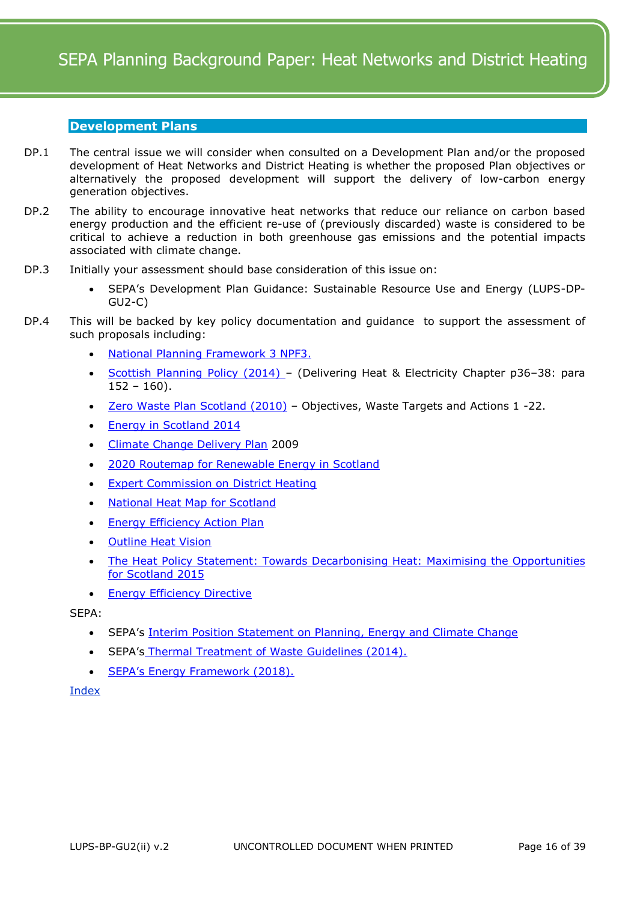## Development Plans

DP.1 The central issue we will consider when consulted on a Development Plan and/or the proposed development of Heat Networks and District Heating is whether the proposed Plan objectives or alternatively the proposed development will support the delivery of low-carbon energy generation objectives.

DP.2 The ability to encourage innovative heat networks that reduce our reliance on carbon based energy production and the efficient re-use of (previously discarded) waste is considered to be critical to achieve a reduction in both greenhouse gas emissions and the potential impacts associated with climate change.

DP.3 Initially your assessment should base consideration of this issue on:

- SEPA's Development Plan Guidance: Sustainable Resource Use and Energy (LUPS-DP-GU2-C)

DP.4 This will be backed by key policy documentation and guidance to support the assessment of such proposals including:

- National Planning Framework 3 NPF3.
- Scottish Planning Policy (2014) – (Delivering Heat & Electricity Chapter p36–38: para 152 – 160).
- Zero Waste Plan Scotland (2010) – Objectives, Waste Targets and Actions 1 -22.
- Energy in Scotland 2014
- Climate Change Delivery Plan 2009
- 2020 Routemap for Renewable Energy in Scotland
- Expert Commission on District Heating
- National Heat Map for Scotland
- Energy Efficiency Action Plan
- Outline Heat Vision
- The Heat Policy Statement: Towards Decarbonising Heat: Maximising the Opportunities for Scotland 2015
- Energy Efficiency Directive

SEPA:

- SEPA's Interim Position Statement on Planning, Energy and Climate Change
- SEPA's Thermal Treatment of Waste Guidelines (2014).
- SEPA's Energy Framework (2018).

Index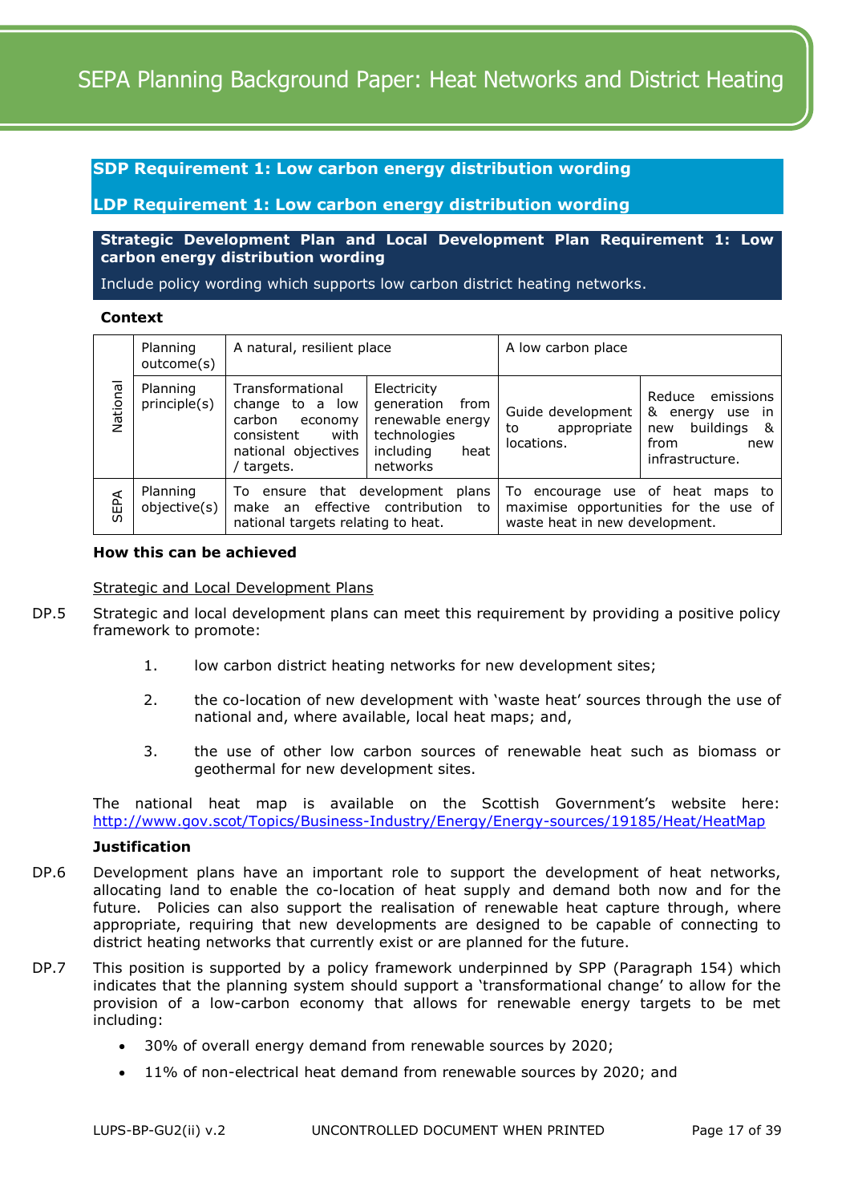**SDP Requirement 1: Low carbon energy distribution wording**

**LDP Requirement 1: Low carbon energy distribution wording**

**Strategic Development Plan and Local Development Plan Requirement 1: Low carbon energy distribution wording**

Include policy wording which supports low carbon district heating networks.

**Context**

| | | | | | |
|---|---|---|---|---|---|
| National | Planning outcome(s) | A natural, resilient place | | A low carbon place | |
| National | Planning principle(s) | Transformational change to a low carbon economy consistent with national objectives / targets. | Electricity generation from renewable energy technologies including heat networks | Guide development to appropriate locations. | Reduce emissions & energy use in new buildings & from new infrastructure. |
| SEPA | Planning objective(s) | To ensure that development plans make an effective contribution to national targets relating to heat. | | To encourage use of heat maps to maximise opportunities for the use of waste heat in new development. | |

**How this can be achieved**

Strategic and Local Development Plans

DP.5 Strategic and local development plans can meet this requirement by providing a positive policy framework to promote:

1. low carbon district heating networks for new development sites;
2. the co-location of new development with 'waste heat' sources through the use of national and, where available, local heat maps; and,
3. the use of other low carbon sources of renewable heat such as biomass or geothermal for new development sites.

The national heat map is available on the Scottish Government's website here: http://www.gov.scot/Topics/Business-Industry/Energy/Energy-sources/19185/Heat/HeatMap

**Justification**

DP.6 Development plans have an important role to support the development of heat networks, allocating land to enable the co-location of heat supply and demand both now and for the future. Policies can also support the realisation of renewable heat capture through, where appropriate, requiring that new developments are designed to be capable of connecting to district heating networks that currently exist or are planned for the future.

DP.7 This position is supported by a policy framework underpinned by SPP (Paragraph 154) which indicates that the planning system should support a 'transformational change' to allow for the provision of a low-carbon economy that allows for renewable energy targets to be met including:

- 30% of overall energy demand from renewable sources by 2020;
- 11% of non-electrical heat demand from renewable sources by 2020; and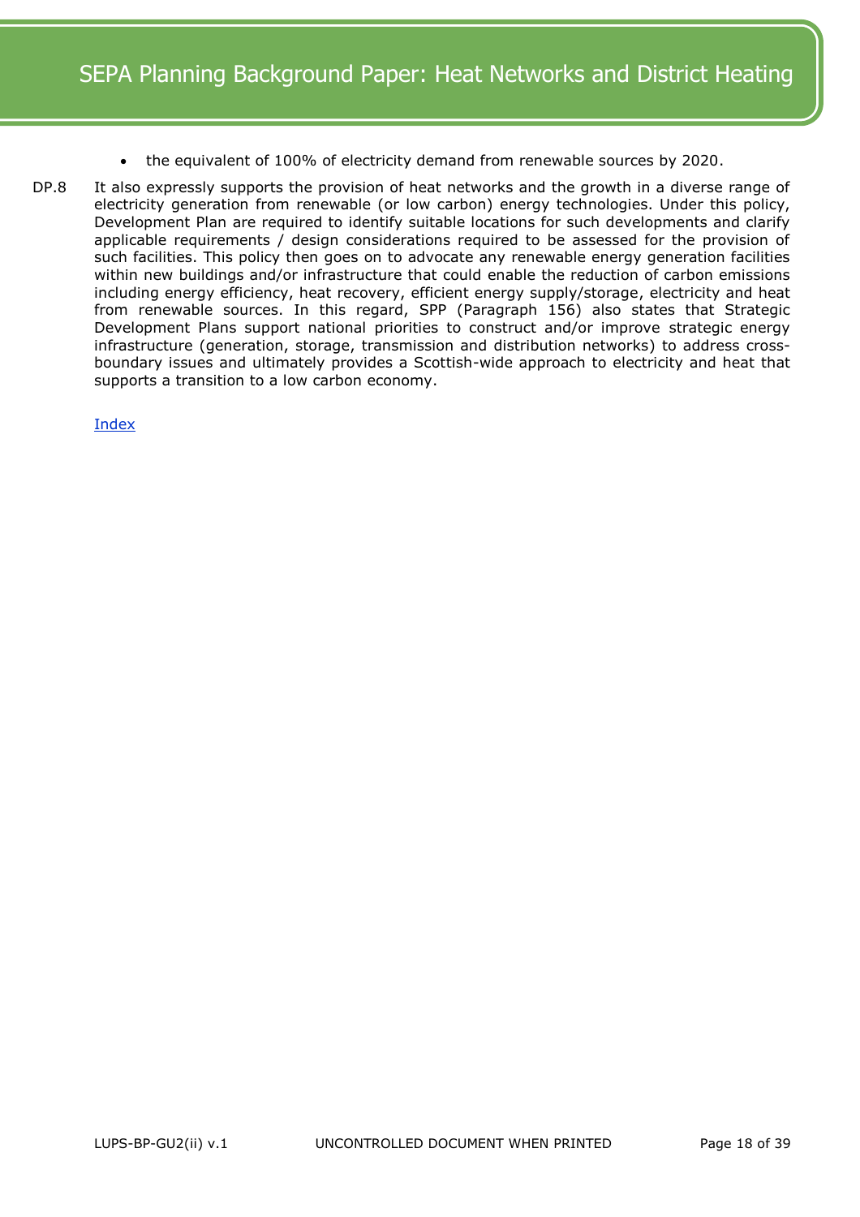- the equivalent of 100% of electricity demand from renewable sources by 2020.

DP.8 It also expressly supports the provision of heat networks and the growth in a diverse range of electricity generation from renewable (or low carbon) energy technologies. Under this policy, Development Plan are required to identify suitable locations for such developments and clarify applicable requirements / design considerations required to be assessed for the provision of such facilities. This policy then goes on to advocate any renewable energy generation facilities within new buildings and/or infrastructure that could enable the reduction of carbon emissions including energy efficiency, heat recovery, efficient energy supply/storage, electricity and heat from renewable sources. In this regard, SPP (Paragraph 156) also states that Strategic Development Plans support national priorities to construct and/or improve strategic energy infrastructure (generation, storage, transmission and distribution networks) to address cross-boundary issues and ultimately provides a Scottish-wide approach to electricity and heat that supports a transition to a low carbon economy.

Index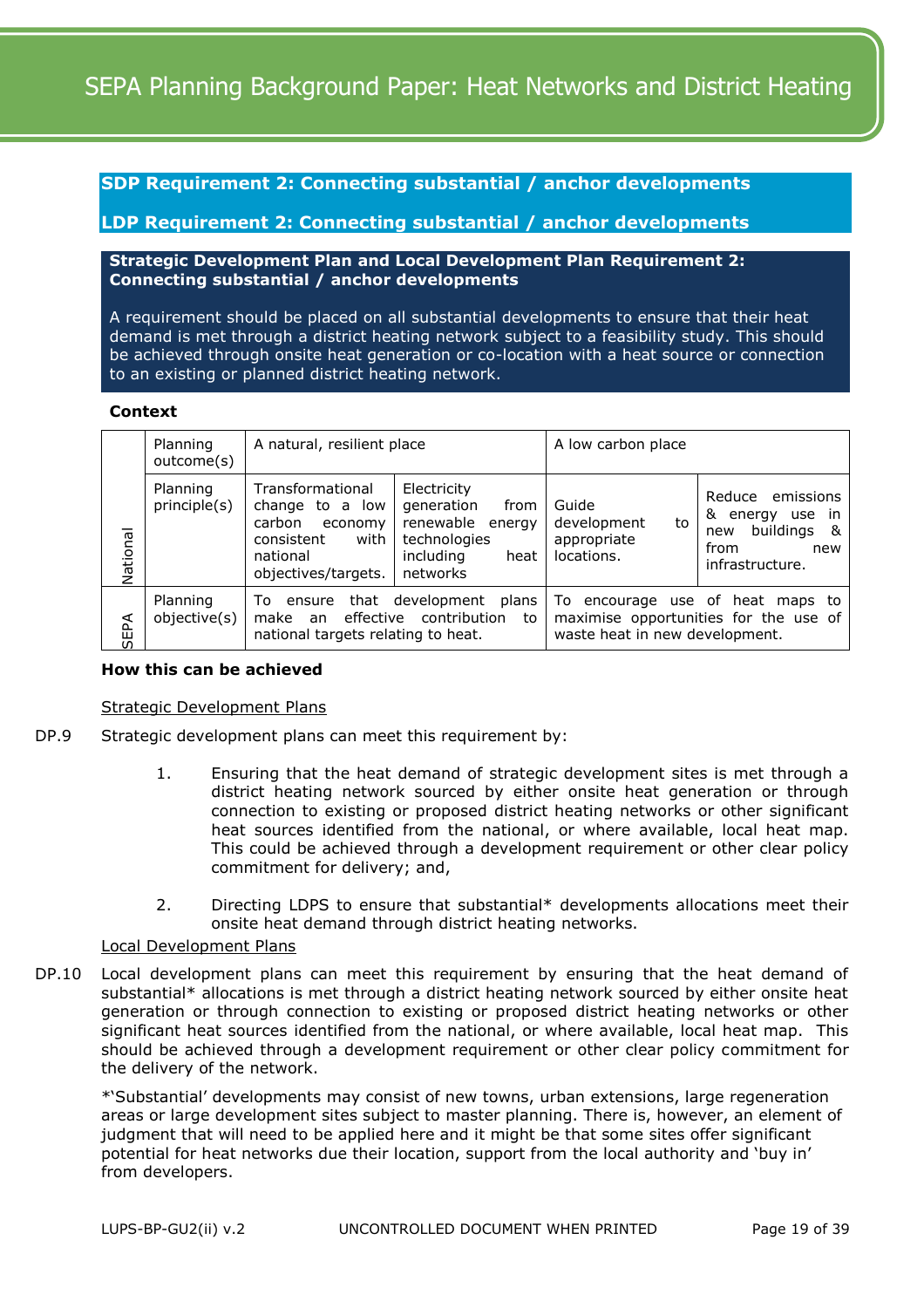## SDP Requirement 2: Connecting substantial / anchor developments

## LDP Requirement 2: Connecting substantial / anchor developments

**Strategic Development Plan and Local Development Plan Requirement 2: Connecting substantial / anchor developments**

A requirement should be placed on all substantial developments to ensure that their heat demand is met through a district heating network subject to a feasibility study. This should be achieved through onsite heat generation or co-location with a heat source or connection to an existing or planned district heating network.

**Context**

| | | | | | |
|---|---|---|---|---|---|
| National | Planning outcome(s) | A natural, resilient place | | A low carbon place | |
| | Planning principle(s) | Transformational change to a low carbon economy consistent with national objectives/targets. | Electricity generation from renewable energy technologies including heat networks | Guide development to appropriate locations. | Reduce emissions & energy use in new buildings & from new infrastructure. |
| SEPA | Planning objective(s) | To ensure that development plans make an effective contribution to national targets relating to heat. | | To encourage use of heat maps to maximise opportunities for the use of waste heat in new development. | |

**How this can be achieved**

Strategic Development Plans

DP.9 Strategic development plans can meet this requirement by:

1. Ensuring that the heat demand of strategic development sites is met through a district heating network sourced by either onsite heat generation or through connection to existing or proposed district heating networks or other significant heat sources identified from the national, or where available, local heat map. This could be achieved through a development requirement or other clear policy commitment for delivery; and,

2. Directing LDPS to ensure that substantial* developments allocations meet their onsite heat demand through district heating networks.

Local Development Plans

DP.10 Local development plans can meet this requirement by ensuring that the heat demand of substantial* allocations is met through a district heating network sourced by either onsite heat generation or through connection to existing or proposed district heating networks or other significant heat sources identified from the national, or where available, local heat map. This should be achieved through a development requirement or other clear policy commitment for the delivery of the network.

*'Substantial' developments may consist of new towns, urban extensions, large regeneration areas or large development sites subject to master planning. There is, however, an element of judgment that will need to be applied here and it might be that some sites offer significant potential for heat networks due their location, support from the local authority and 'buy in' from developers.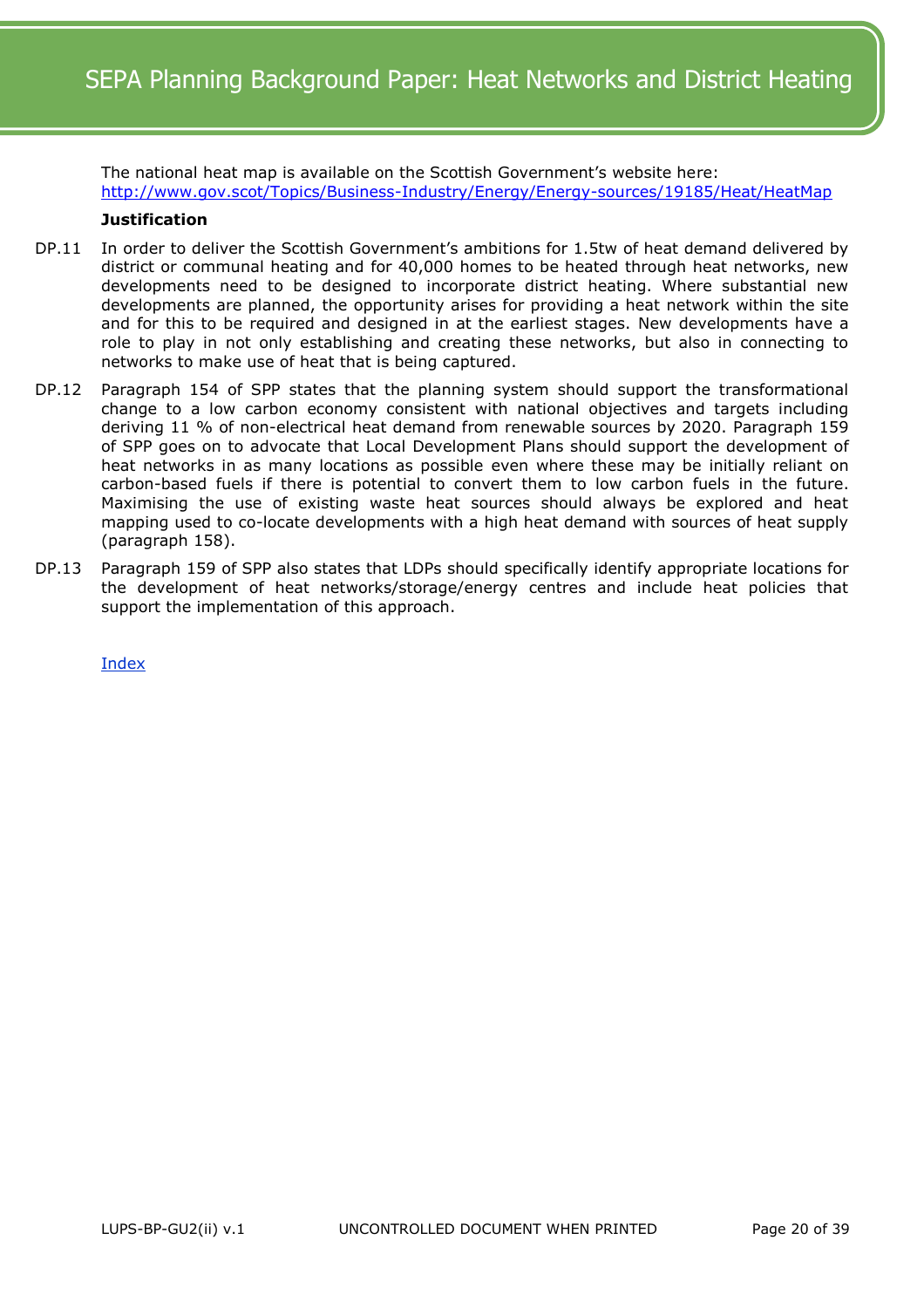The national heat map is available on the Scottish Government's website here: [http://www.gov.scot/Topics/Business-Industry/Energy/Energy-sources/19185/Heat/HeatMap](http://www.gov.scot/Topics/Business-Industry/Energy/Energy-sources/19185/Heat/HeatMap)

**Justification**

DP.11 In order to deliver the Scottish Government's ambitions for 1.5tw of heat demand delivered by district or communal heating and for 40,000 homes to be heated through heat networks, new developments need to be designed to incorporate district heating. Where substantial new developments are planned, the opportunity arises for providing a heat network within the site and for this to be required and designed in at the earliest stages. New developments have a role to play in not only establishing and creating these networks, but also in connecting to networks to make use of heat that is being captured.

DP.12 Paragraph 154 of SPP states that the planning system should support the transformational change to a low carbon economy consistent with national objectives and targets including deriving 11 % of non-electrical heat demand from renewable sources by 2020. Paragraph 159 of SPP goes on to advocate that Local Development Plans should support the development of heat networks in as many locations as possible even where these may be initially reliant on carbon-based fuels if there is potential to convert them to low carbon fuels in the future. Maximising the use of existing waste heat sources should always be explored and heat mapping used to co-locate developments with a high heat demand with sources of heat supply (paragraph 158).

DP.13 Paragraph 159 of SPP also states that LDPs should specifically identify appropriate locations for the development of heat networks/storage/energy centres and include heat policies that support the implementation of this approach.

Index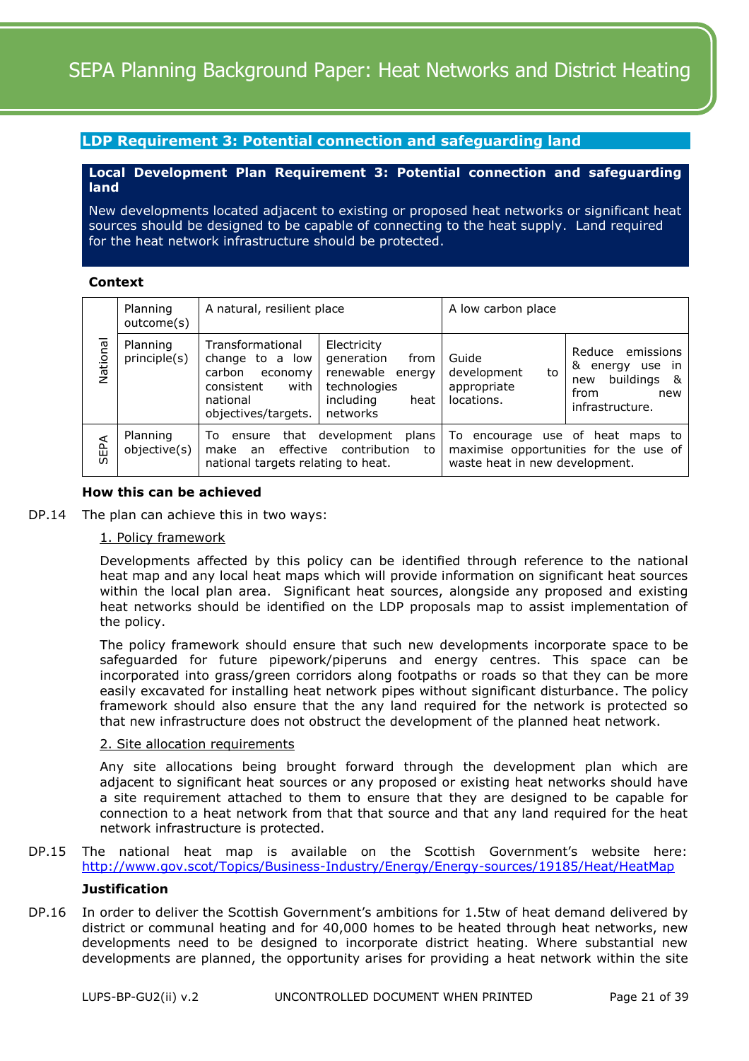## LDP Requirement 3: Potential connection and safeguarding land

**Local Development Plan Requirement 3: Potential connection and safeguarding land**

New developments located adjacent to existing or proposed heat networks or significant heat sources should be designed to be capable of connecting to the heat supply. Land required for the heat network infrastructure should be protected.

**Context**

| | | | | | |
|---|---|---|---|---|---|
| National | Planning outcome(s) | A natural, resilient place | | A low carbon place | |
| | Planning principle(s) | Transformational change to a low carbon economy consistent with national objectives/targets. | Electricity generation from renewable energy technologies including heat networks | Guide development to appropriate locations. | Reduce emissions & energy use in new buildings & from new infrastructure. |
| SEPA | Planning objective(s) | To ensure that development plans make an effective contribution to national targets relating to heat. | | To encourage use of heat maps to maximise opportunities for the use of waste heat in new development. | |

**How this can be achieved**

DP.14 The plan can achieve this in two ways:

1. Policy framework

Developments affected by this policy can be identified through reference to the national heat map and any local heat maps which will provide information on significant heat sources within the local plan area. Significant heat sources, alongside any proposed and existing heat networks should be identified on the LDP proposals map to assist implementation of the policy.

The policy framework should ensure that such new developments incorporate space to be safeguarded for future pipework/piperuns and energy centres. This space can be incorporated into grass/green corridors along footpaths or roads so that they can be more easily excavated for installing heat network pipes without significant disturbance. The policy framework should also ensure that the any land required for the network is protected so that new infrastructure does not obstruct the development of the planned heat network.

2. Site allocation requirements

Any site allocations being brought forward through the development plan which are adjacent to significant heat sources or any proposed or existing heat networks should have a site requirement attached to them to ensure that they are designed to be capable for connection to a heat network from that that source and that any land required for the heat network infrastructure is protected.

DP.15 The national heat map is available on the Scottish Government's website here: http://www.gov.scot/Topics/Business-Industry/Energy/Energy-sources/19185/Heat/HeatMap

**Justification**

DP.16 In order to deliver the Scottish Government's ambitions for 1.5tw of heat demand delivered by district or communal heating and for 40,000 homes to be heated through heat networks, new developments need to be designed to incorporate district heating. Where substantial new developments are planned, the opportunity arises for providing a heat network within the site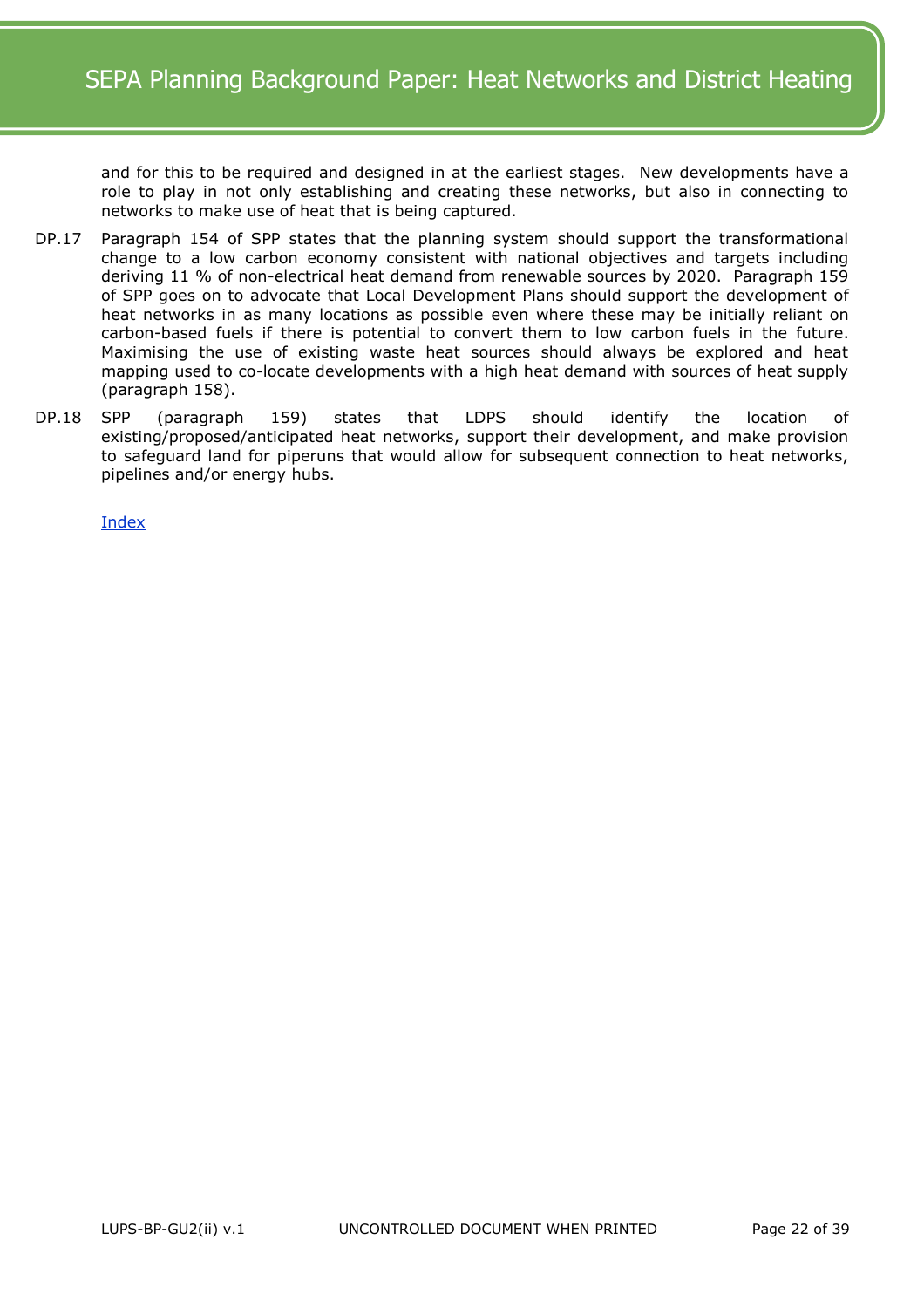and for this to be required and designed in at the earliest stages. New developments have a role to play in not only establishing and creating these networks, but also in connecting to networks to make use of heat that is being captured.

DP.17 Paragraph 154 of SPP states that the planning system should support the transformational change to a low carbon economy consistent with national objectives and targets including deriving 11 % of non-electrical heat demand from renewable sources by 2020. Paragraph 159 of SPP goes on to advocate that Local Development Plans should support the development of heat networks in as many locations as possible even where these may be initially reliant on carbon-based fuels if there is potential to convert them to low carbon fuels in the future. Maximising the use of existing waste heat sources should always be explored and heat mapping used to co-locate developments with a high heat demand with sources of heat supply (paragraph 158).

DP.18 SPP (paragraph 159) states that LDPS should identify the location of existing/proposed/anticipated heat networks, support their development, and make provision to safeguard land for piperuns that would allow for subsequent connection to heat networks, pipelines and/or energy hubs.

Index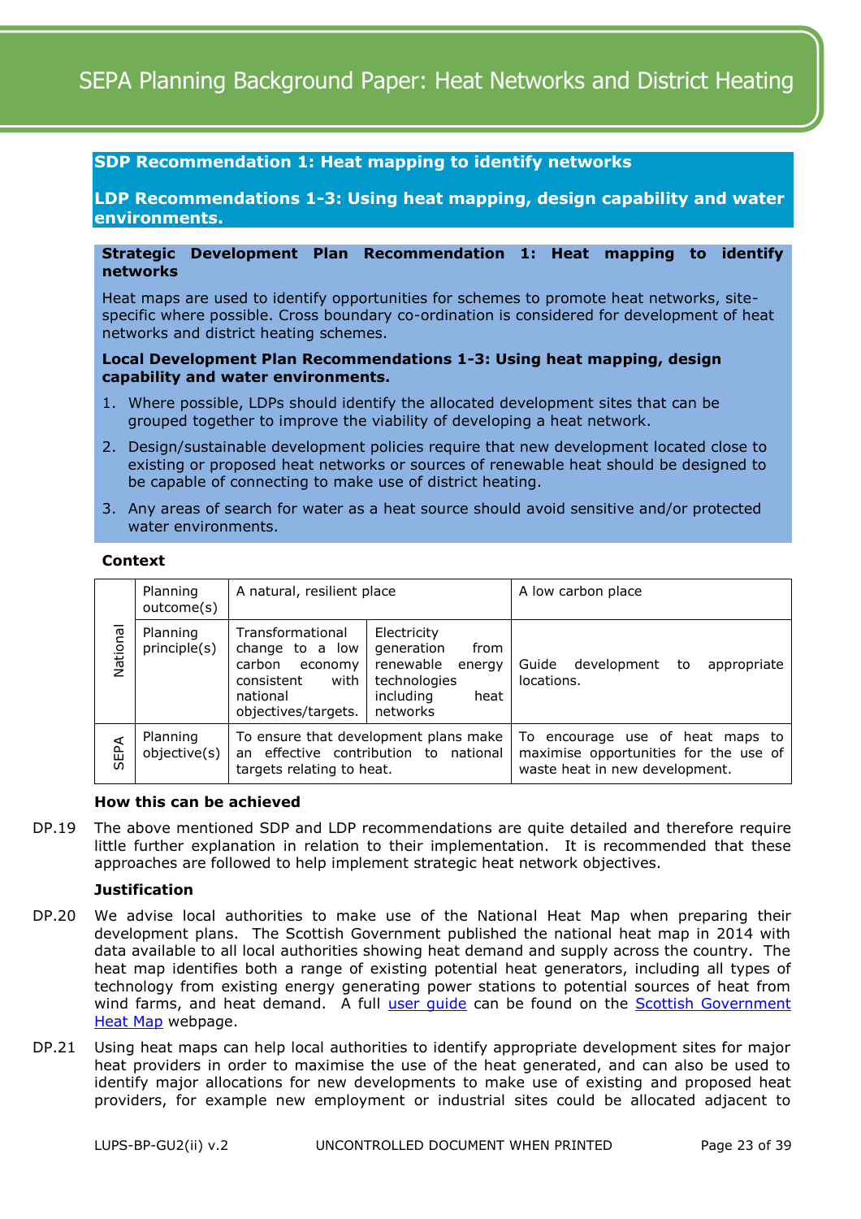## SDP Recommendation 1: Heat mapping to identify networks

## LDP Recommendations 1-3: Using heat mapping, design capability and water environments.

**Strategic Development Plan Recommendation 1: Heat mapping to identify networks**

Heat maps are used to identify opportunities for schemes to promote heat networks, site-specific where possible. Cross boundary co-ordination is considered for development of heat networks and district heating schemes.

**Local Development Plan Recommendations 1-3: Using heat mapping, design capability and water environments.**

1. Where possible, LDPs should identify the allocated development sites that can be grouped together to improve the viability of developing a heat network.
2. Design/sustainable development policies require that new development located close to existing or proposed heat networks or sources of renewable heat should be designed to be capable of connecting to make use of district heating.
3. Any areas of search for water as a heat source should avoid sensitive and/or protected water environments.

**Context**

| | | | | |
|---|---|---|---|---|
| National | Planning outcome(s) | A natural, resilient place | | A low carbon place |
| National | Planning principle(s) | Transformational change to a low carbon economy consistent with national objectives/targets. | Electricity generation from renewable energy technologies including heat networks | Guide development to appropriate locations. |
| SEPA | Planning objective(s) | To ensure that development plans make an effective contribution to national targets relating to heat. | | To encourage use of heat maps to maximise opportunities for the use of waste heat in new development. |

**How this can be achieved**

DP.19 The above mentioned SDP and LDP recommendations are quite detailed and therefore require little further explanation in relation to their implementation. It is recommended that these approaches are followed to help implement strategic heat network objectives.

**Justification**

DP.20 We advise local authorities to make use of the National Heat Map when preparing their development plans. The Scottish Government published the national heat map in 2014 with data available to all local authorities showing heat demand and supply across the country. The heat map identifies both a range of existing potential heat generators, including all types of technology from existing energy generating power stations to potential sources of heat from wind farms, and heat demand. A full user guide can be found on the Scottish Government Heat Map webpage.

DP.21 Using heat maps can help local authorities to identify appropriate development sites for major heat providers in order to maximise the use of the heat generated, and can also be used to identify major allocations for new developments to make use of existing and proposed heat providers, for example new employment or industrial sites could be allocated adjacent to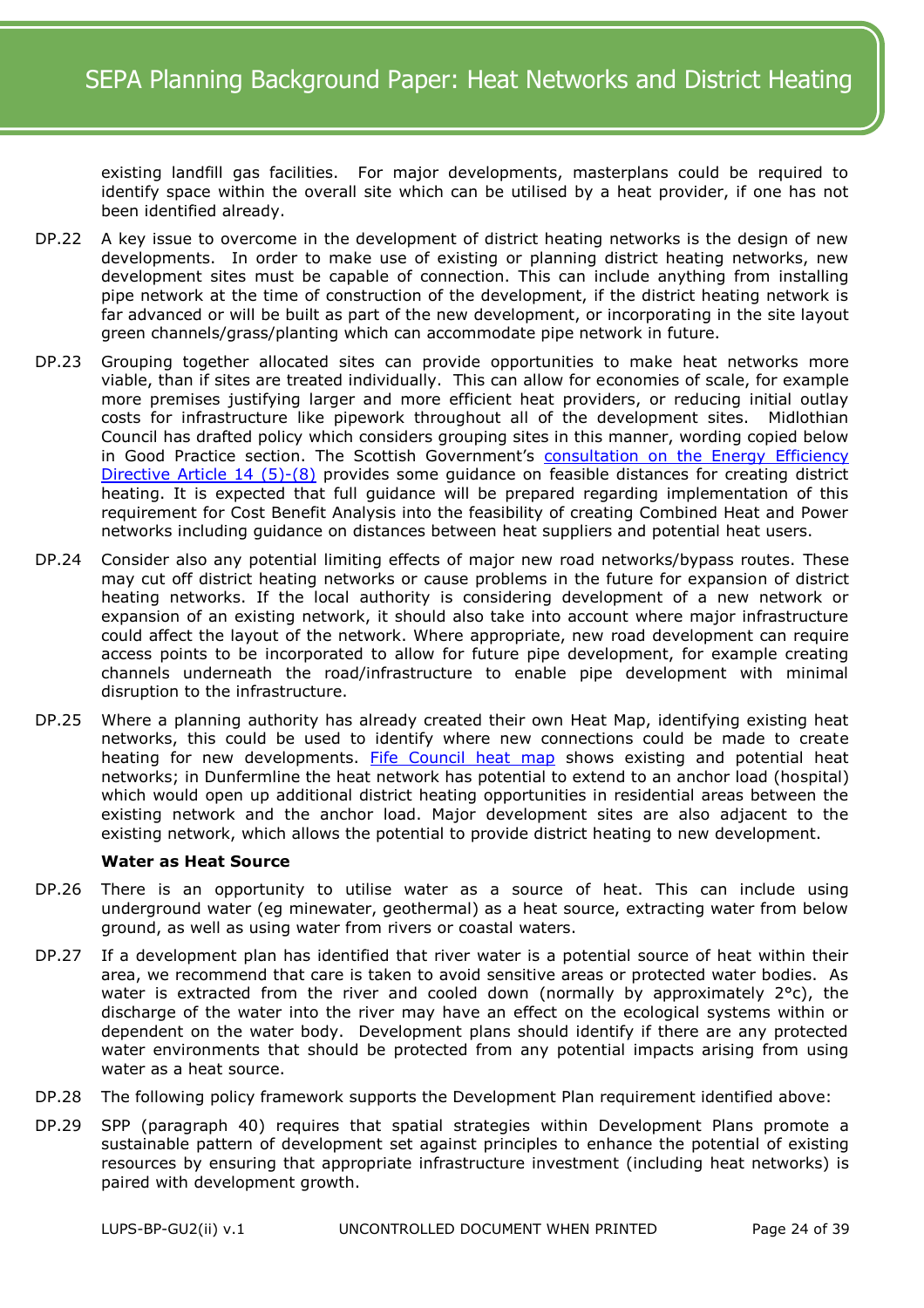existing landfill gas facilities. For major developments, masterplans could be required to identify space within the overall site which can be utilised by a heat provider, if one has not been identified already.

DP.22 A key issue to overcome in the development of district heating networks is the design of new developments. In order to make use of existing or planning district heating networks, new development sites must be capable of connection. This can include anything from installing pipe network at the time of construction of the development, if the district heating network is far advanced or will be built as part of the new development, or incorporating in the site layout green channels/grass/planting which can accommodate pipe network in future.

DP.23 Grouping together allocated sites can provide opportunities to make heat networks more viable, than if sites are treated individually. This can allow for economies of scale, for example more premises justifying larger and more efficient heat providers, or reducing initial outlay costs for infrastructure like pipework throughout all of the development sites. Midlothian Council has drafted policy which considers grouping sites in this manner, wording copied below in Good Practice section. The Scottish Government's [consultation on the Energy Efficiency Directive Article 14 (5)-(8)](#) provides some guidance on feasible distances for creating district heating. It is expected that full guidance will be prepared regarding implementation of this requirement for Cost Benefit Analysis into the feasibility of creating Combined Heat and Power networks including guidance on distances between heat suppliers and potential heat users.

DP.24 Consider also any potential limiting effects of major new road networks/bypass routes. These may cut off district heating networks or cause problems in the future for expansion of district heating networks. If the local authority is considering development of a new network or expansion of an existing network, it should also take into account where major infrastructure could affect the layout of the network. Where appropriate, new road development can require access points to be incorporated to allow for future pipe development, for example creating channels underneath the road/infrastructure to enable pipe development with minimal disruption to the infrastructure.

DP.25 Where a planning authority has already created their own Heat Map, identifying existing heat networks, this could be used to identify where new connections could be made to create heating for new developments. [Fife Council heat map](#) shows existing and potential heat networks; in Dunfermline the heat network has potential to extend to an anchor load (hospital) which would open up additional district heating opportunities in residential areas between the existing network and the anchor load. Major development sites are also adjacent to the existing network, which allows the potential to provide district heating to new development.

**Water as Heat Source**

DP.26 There is an opportunity to utilise water as a source of heat. This can include using underground water (eg minewater, geothermal) as a heat source, extracting water from below ground, as well as using water from rivers or coastal waters.

DP.27 If a development plan has identified that river water is a potential source of heat within their area, we recommend that care is taken to avoid sensitive areas or protected water bodies. As water is extracted from the river and cooled down (normally by approximately 2°c), the discharge of the water into the river may have an effect on the ecological systems within or dependent on the water body. Development plans should identify if there are any protected water environments that should be protected from any potential impacts arising from using water as a heat source.

DP.28 The following policy framework supports the Development Plan requirement identified above:

DP.29 SPP (paragraph 40) requires that spatial strategies within Development Plans promote a sustainable pattern of development set against principles to enhance the potential of existing resources by ensuring that appropriate infrastructure investment (including heat networks) is paired with development growth.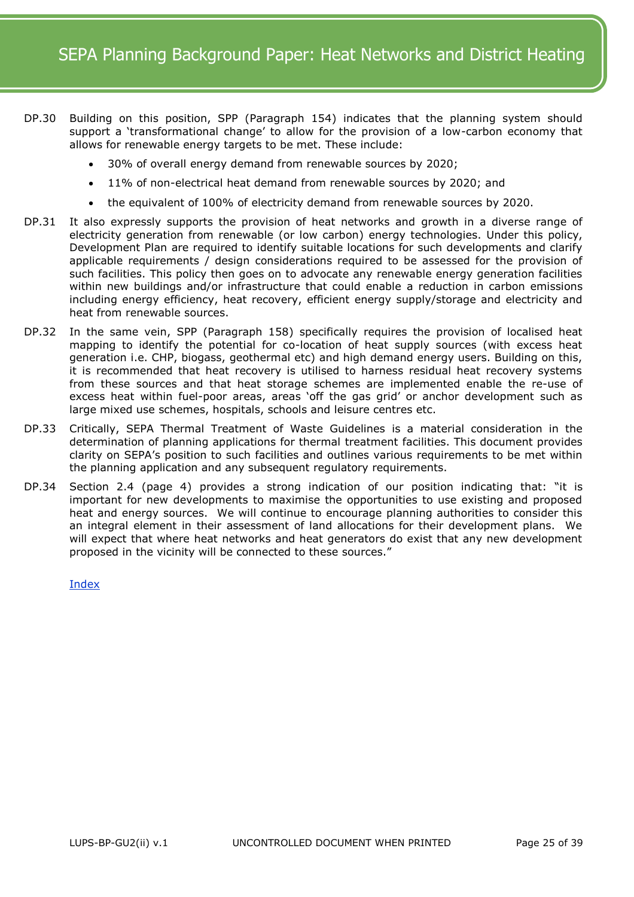DP.30 Building on this position, SPP (Paragraph 154) indicates that the planning system should support a 'transformational change' to allow for the provision of a low-carbon economy that allows for renewable energy targets to be met. These include:

- 30% of overall energy demand from renewable sources by 2020;
- 11% of non-electrical heat demand from renewable sources by 2020; and
- the equivalent of 100% of electricity demand from renewable sources by 2020.

DP.31 It also expressly supports the provision of heat networks and growth in a diverse range of electricity generation from renewable (or low carbon) energy technologies. Under this policy, Development Plan are required to identify suitable locations for such developments and clarify applicable requirements / design considerations required to be assessed for the provision of such facilities. This policy then goes on to advocate any renewable energy generation facilities within new buildings and/or infrastructure that could enable a reduction in carbon emissions including energy efficiency, heat recovery, efficient energy supply/storage and electricity and heat from renewable sources.

DP.32 In the same vein, SPP (Paragraph 158) specifically requires the provision of localised heat mapping to identify the potential for co-location of heat supply sources (with excess heat generation i.e. CHP, biogass, geothermal etc) and high demand energy users. Building on this, it is recommended that heat recovery is utilised to harness residual heat recovery systems from these sources and that heat storage schemes are implemented enable the re-use of excess heat within fuel-poor areas, areas 'off the gas grid' or anchor development such as large mixed use schemes, hospitals, schools and leisure centres etc.

DP.33 Critically, SEPA Thermal Treatment of Waste Guidelines is a material consideration in the determination of planning applications for thermal treatment facilities. This document provides clarity on SEPA's position to such facilities and outlines various requirements to be met within the planning application and any subsequent regulatory requirements.

DP.34 Section 2.4 (page 4) provides a strong indication of our position indicating that: "it is important for new developments to maximise the opportunities to use existing and proposed heat and energy sources. We will continue to encourage planning authorities to consider this an integral element in their assessment of land allocations for their development plans. We will expect that where heat networks and heat generators do exist that any new development proposed in the vicinity will be connected to these sources."

Index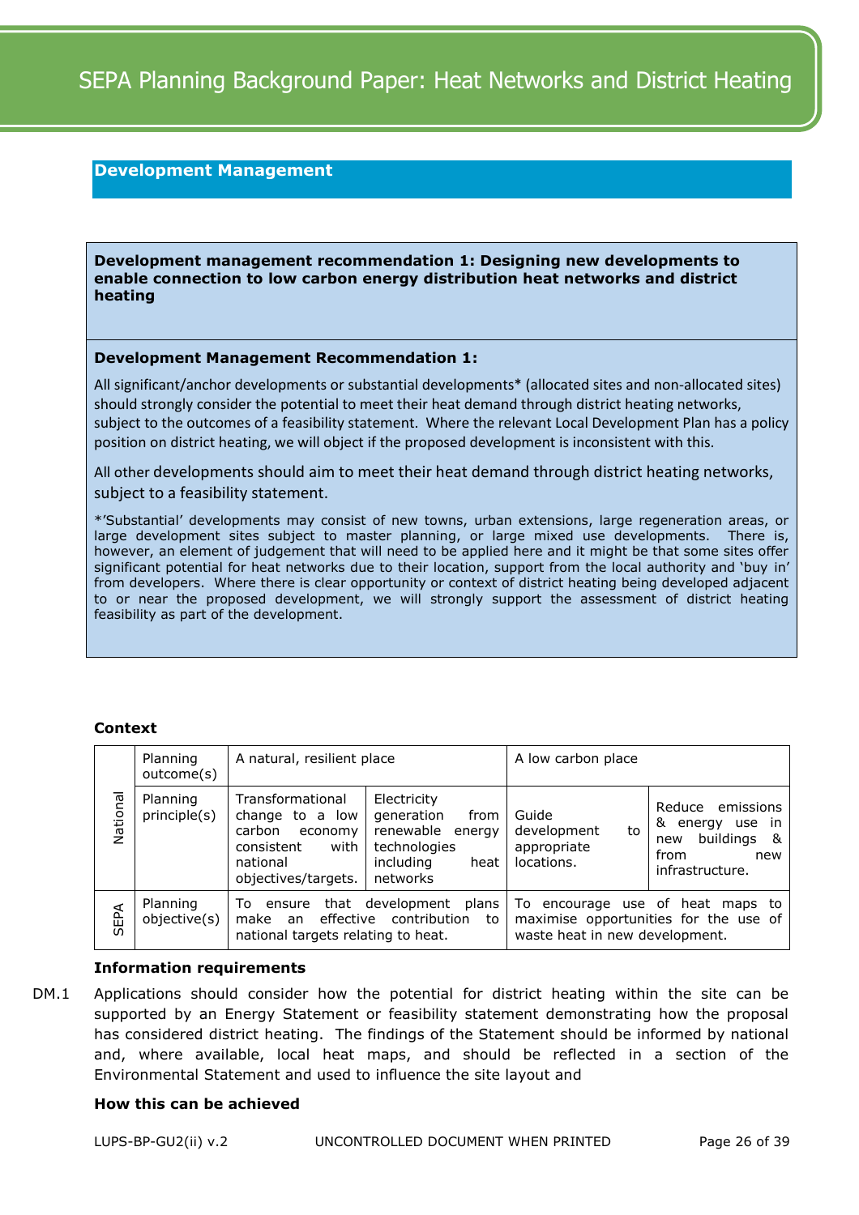## Development Management

**Development management recommendation 1: Designing new developments to enable connection to low carbon energy distribution heat networks and district heating**

**Development Management Recommendation 1:**

All significant/anchor developments or substantial developments* (allocated sites and non-allocated sites) should strongly consider the potential to meet their heat demand through district heating networks, subject to the outcomes of a feasibility statement. Where the relevant Local Development Plan has a policy position on district heating, we will object if the proposed development is inconsistent with this.

All other developments should aim to meet their heat demand through district heating networks, subject to a feasibility statement.

*'Substantial' developments may consist of new towns, urban extensions, large regeneration areas, or large development sites subject to master planning, or large mixed use developments. There is, however, an element of judgement that will need to be applied here and it might be that some sites offer significant potential for heat networks due to their location, support from the local authority and 'buy in' from developers. Where there is clear opportunity or context of district heating being developed adjacent to or near the proposed development, we will strongly support the assessment of district heating feasibility as part of the development.

**Context**

| | | | | | |
|---|---|---|---|---|---|
| National | Planning outcome(s) | A natural, resilient place | | A low carbon place | |
| | Planning principle(s) | Transformational change to a low carbon economy consistent with national objectives/targets. | Electricity generation from renewable energy technologies including heat networks | Guide development to appropriate locations. | Reduce emissions & energy use in new buildings & from new infrastructure. |
| SEPA | Planning objective(s) | To ensure that development plans make an effective contribution to national targets relating to heat. | | To encourage use of heat maps to maximise opportunities for the use of waste heat in new development. | |

**Information requirements**

DM.1 Applications should consider how the potential for district heating within the site can be supported by an Energy Statement or feasibility statement demonstrating how the proposal has considered district heating. The findings of the Statement should be informed by national and, where available, local heat maps, and should be reflected in a section of the Environmental Statement and used to influence the site layout and

**How this can be achieved**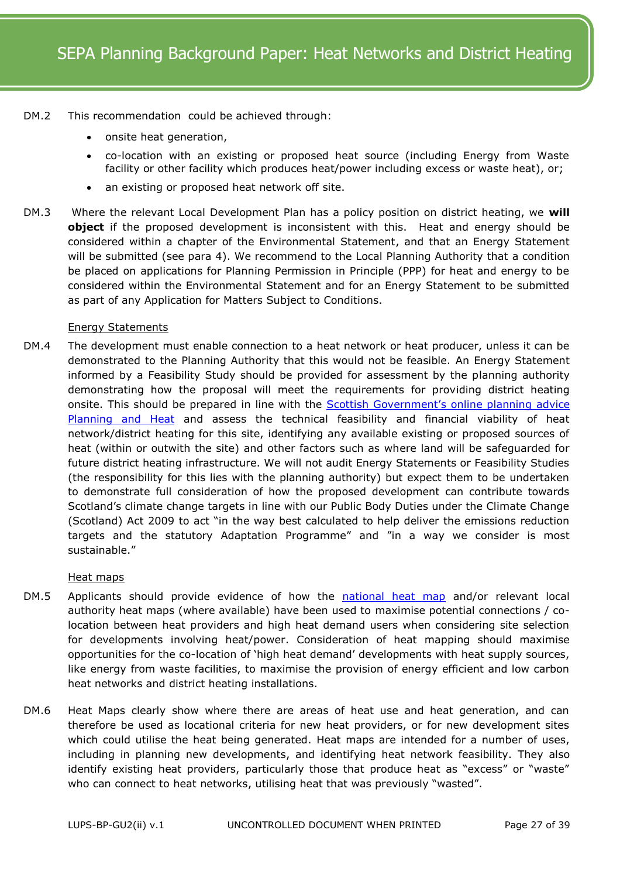DM.2 This recommendation could be achieved through:

- onsite heat generation,
- co-location with an existing or proposed heat source (including Energy from Waste facility or other facility which produces heat/power including excess or waste heat), or;
- an existing or proposed heat network off site.

DM.3 Where the relevant Local Development Plan has a policy position on district heating, we **will object** if the proposed development is inconsistent with this. Heat and energy should be considered within a chapter of the Environmental Statement, and that an Energy Statement will be submitted (see para 4). We recommend to the Local Planning Authority that a condition be placed on applications for Planning Permission in Principle (PPP) for heat and energy to be considered within the Environmental Statement and for an Energy Statement to be submitted as part of any Application for Matters Subject to Conditions.

Energy Statements

DM.4 The development must enable connection to a heat network or heat producer, unless it can be demonstrated to the Planning Authority that this would not be feasible. An Energy Statement informed by a Feasibility Study should be provided for assessment by the planning authority demonstrating how the proposal will meet the requirements for providing district heating onsite. This should be prepared in line with the Scottish Government's online planning advice Planning and Heat and assess the technical feasibility and financial viability of heat network/district heating for this site, identifying any available existing or proposed sources of heat (within or outwith the site) and other factors such as where land will be safeguarded for future district heating infrastructure. We will not audit Energy Statements or Feasibility Studies (the responsibility for this lies with the planning authority) but expect them to be undertaken to demonstrate full consideration of how the proposed development can contribute towards Scotland's climate change targets in line with our Public Body Duties under the Climate Change (Scotland) Act 2009 to act "in the way best calculated to help deliver the emissions reduction targets and the statutory Adaptation Programme" and "in a way we consider is most sustainable."

Heat maps

DM.5 Applicants should provide evidence of how the national heat map and/or relevant local authority heat maps (where available) have been used to maximise potential connections / co-location between heat providers and high heat demand users when considering site selection for developments involving heat/power. Consideration of heat mapping should maximise opportunities for the co-location of 'high heat demand' developments with heat supply sources, like energy from waste facilities, to maximise the provision of energy efficient and low carbon heat networks and district heating installations.

DM.6 Heat Maps clearly show where there are areas of heat use and heat generation, and can therefore be used as locational criteria for new heat providers, or for new development sites which could utilise the heat being generated. Heat maps are intended for a number of uses, including in planning new developments, and identifying heat network feasibility. They also identify existing heat providers, particularly those that produce heat as "excess" or "waste" who can connect to heat networks, utilising heat that was previously "wasted".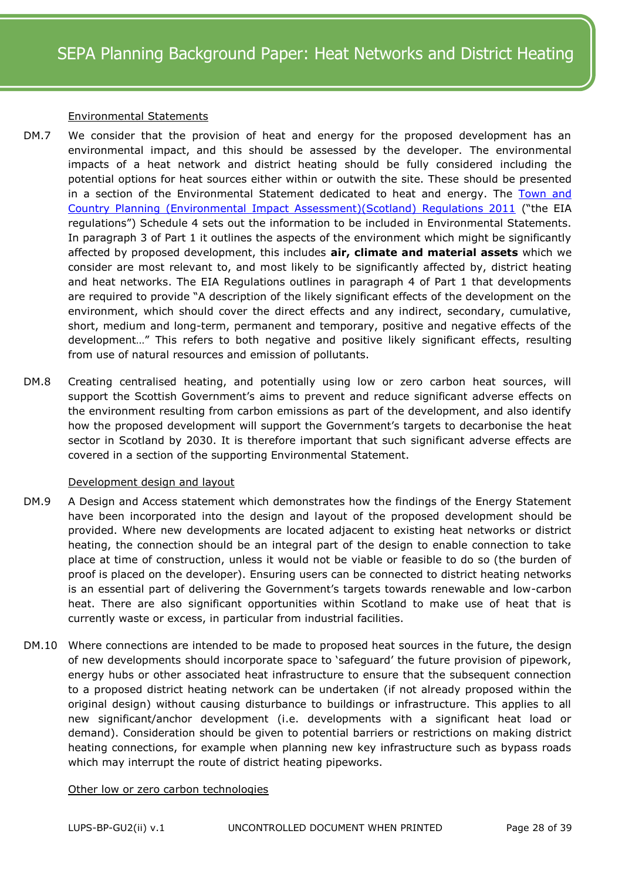### Environmental Statements

DM.7 We consider that the provision of heat and energy for the proposed development has an environmental impact, and this should be assessed by the developer. The environmental impacts of a heat network and district heating should be fully considered including the potential options for heat sources either within or outwith the site. These should be presented in a section of the Environmental Statement dedicated to heat and energy. The [Town and Country Planning (Environmental Impact Assessment)(Scotland) Regulations 2011](#) ("the EIA regulations") Schedule 4 sets out the information to be included in Environmental Statements. In paragraph 3 of Part 1 it outlines the aspects of the environment which might be significantly affected by proposed development, this includes **air, climate and material assets** which we consider are most relevant to, and most likely to be significantly affected by, district heating and heat networks. The EIA Regulations outlines in paragraph 4 of Part 1 that developments are required to provide "A description of the likely significant effects of the development on the environment, which should cover the direct effects and any indirect, secondary, cumulative, short, medium and long-term, permanent and temporary, positive and negative effects of the development…" This refers to both negative and positive likely significant effects, resulting from use of natural resources and emission of pollutants.

DM.8 Creating centralised heating, and potentially using low or zero carbon heat sources, will support the Scottish Government's aims to prevent and reduce significant adverse effects on the environment resulting from carbon emissions as part of the development, and also identify how the proposed development will support the Government's targets to decarbonise the heat sector in Scotland by 2030. It is therefore important that such significant adverse effects are covered in a section of the supporting Environmental Statement.

### Development design and layout

DM.9 A Design and Access statement which demonstrates how the findings of the Energy Statement have been incorporated into the design and layout of the proposed development should be provided. Where new developments are located adjacent to existing heat networks or district heating, the connection should be an integral part of the design to enable connection to take place at time of construction, unless it would not be viable or feasible to do so (the burden of proof is placed on the developer). Ensuring users can be connected to district heating networks is an essential part of delivering the Government's targets towards renewable and low-carbon heat. There are also significant opportunities within Scotland to make use of heat that is currently waste or excess, in particular from industrial facilities.

DM.10 Where connections are intended to be made to proposed heat sources in the future, the design of new developments should incorporate space to 'safeguard' the future provision of pipework, energy hubs or other associated heat infrastructure to ensure that the subsequent connection to a proposed district heating network can be undertaken (if not already proposed within the original design) without causing disturbance to buildings or infrastructure. This applies to all new significant/anchor development (i.e. developments with a significant heat load or demand). Consideration should be given to potential barriers or restrictions on making district heating connections, for example when planning new key infrastructure such as bypass roads which may interrupt the route of district heating pipeworks.

### Other low or zero carbon technologies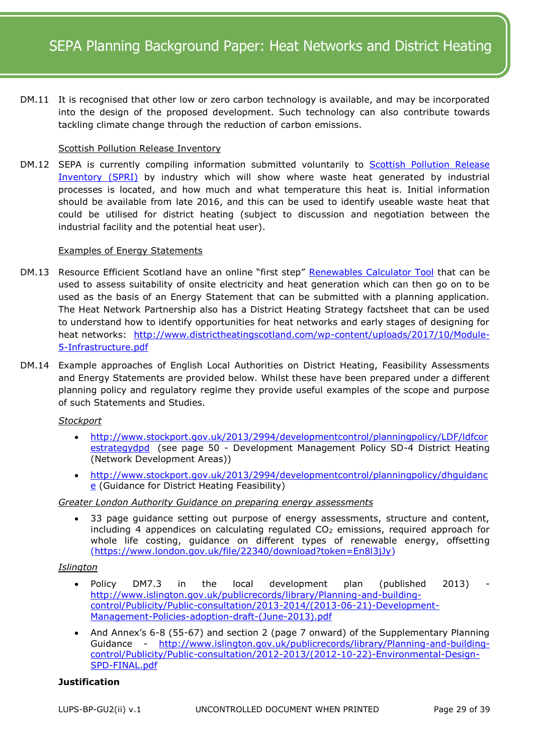DM.11 It is recognised that other low or zero carbon technology is available, and may be incorporated into the design of the proposed development. Such technology can also contribute towards tackling climate change through the reduction of carbon emissions.

Scottish Pollution Release Inventory

DM.12 SEPA is currently compiling information submitted voluntarily to Scottish Pollution Release Inventory (SPRI) by industry which will show where waste heat generated by industrial processes is located, and how much and what temperature this heat is. Initial information should be available from late 2016, and this can be used to identify useable waste heat that could be utilised for district heating (subject to discussion and negotiation between the industrial facility and the potential heat user).

Examples of Energy Statements

DM.13 Resource Efficient Scotland have an online "first step" Renewables Calculator Tool that can be used to assess suitability of onsite electricity and heat generation which can then go on to be used as the basis of an Energy Statement that can be submitted with a planning application. The Heat Network Partnership also has a District Heating Strategy factsheet that can be used to understand how to identify opportunities for heat networks and early stages of designing for heat networks: http://www.districtheatingscotland.com/wp-content/uploads/2017/10/Module-5-Infrastructure.pdf

DM.14 Example approaches of English Local Authorities on District Heating, Feasibility Assessments and Energy Statements are provided below. Whilst these have been prepared under a different planning policy and regulatory regime they provide useful examples of the scope and purpose of such Statements and Studies.

*Stockport*

- http://www.stockport.gov.uk/2013/2994/developmentcontrol/planningpolicy/LDF/ldfcorestrategydpd (see page 50 - Development Management Policy SD-4 District Heating (Network Development Areas))
- http://www.stockport.gov.uk/2013/2994/developmentcontrol/planningpolicy/dhguidance (Guidance for District Heating Feasibility)

*Greater London Authority Guidance on preparing energy assessments*

- 33 page guidance setting out purpose of energy assessments, structure and content, including 4 appendices on calculating regulated $CO_2$ emissions, required approach for whole life costing, guidance on different types of renewable energy, offsetting (https://www.london.gov.uk/file/22340/download?token=En8l3jJy)

*Islington*

- Policy DM7.3 in the local development plan (published 2013) - http://www.islington.gov.uk/publicrecords/library/Planning-and-building-control/Publicity/Public-consultation/2013-2014/(2013-06-21)-Development-Management-Policies-adoption-draft-(June-2013).pdf
- And Annex's 6-8 (55-67) and section 2 (page 7 onward) of the Supplementary Planning Guidance - http://www.islington.gov.uk/publicrecords/library/Planning-and-building-control/Publicity/Public-consultation/2012-2013/(2012-10-22)-Environmental-Design-SPD-FINAL.pdf

**Justification**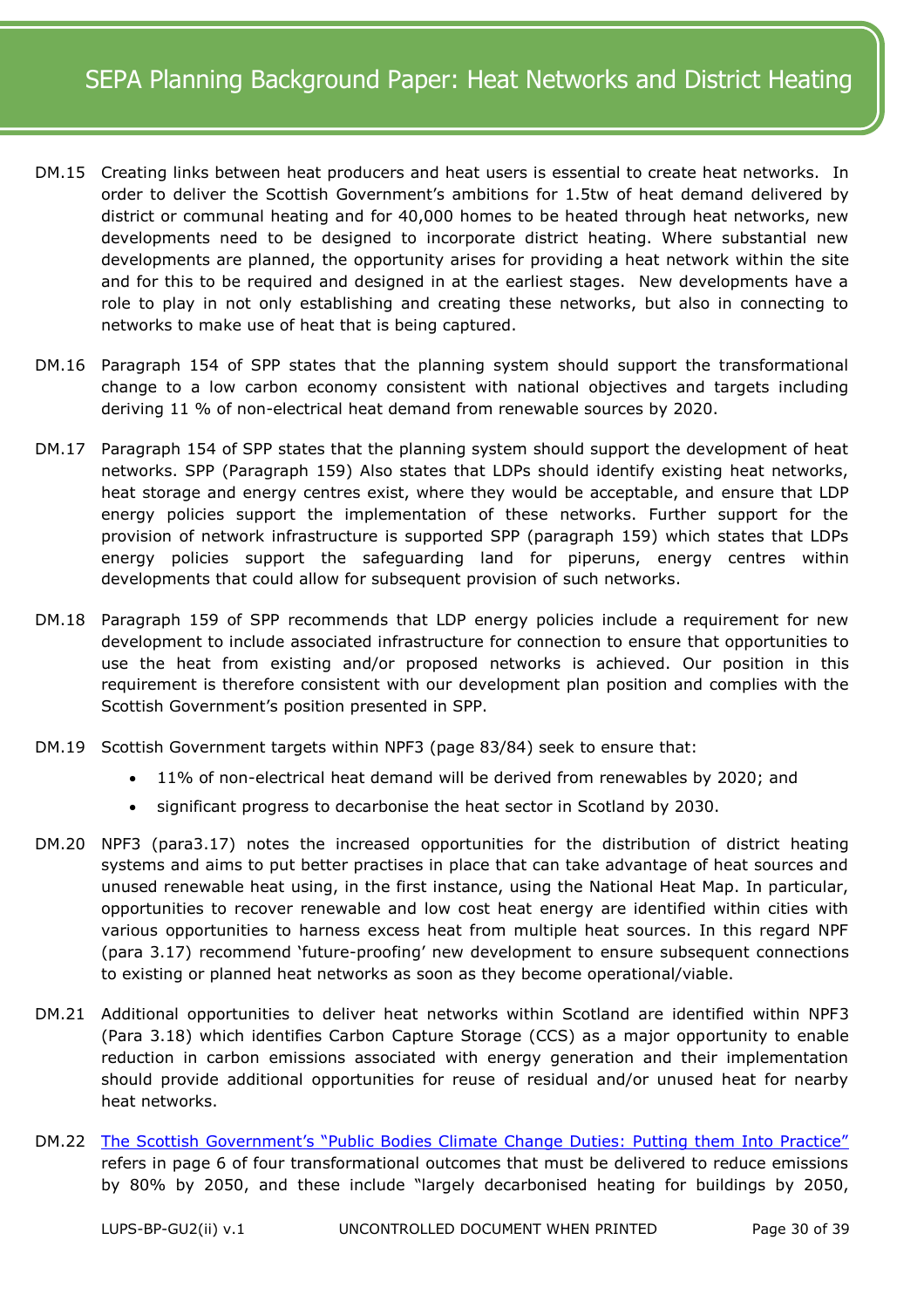DM.15 Creating links between heat producers and heat users is essential to create heat networks. In order to deliver the Scottish Government's ambitions for 1.5tw of heat demand delivered by district or communal heating and for 40,000 homes to be heated through heat networks, new developments need to be designed to incorporate district heating. Where substantial new developments are planned, the opportunity arises for providing a heat network within the site and for this to be required and designed in at the earliest stages. New developments have a role to play in not only establishing and creating these networks, but also in connecting to networks to make use of heat that is being captured.

DM.16 Paragraph 154 of SPP states that the planning system should support the transformational change to a low carbon economy consistent with national objectives and targets including deriving 11 % of non-electrical heat demand from renewable sources by 2020.

DM.17 Paragraph 154 of SPP states that the planning system should support the development of heat networks. SPP (Paragraph 159) Also states that LDPs should identify existing heat networks, heat storage and energy centres exist, where they would be acceptable, and ensure that LDP energy policies support the implementation of these networks. Further support for the provision of network infrastructure is supported SPP (paragraph 159) which states that LDPs energy policies support the safeguarding land for piperuns, energy centres within developments that could allow for subsequent provision of such networks.

DM.18 Paragraph 159 of SPP recommends that LDP energy policies include a requirement for new development to include associated infrastructure for connection to ensure that opportunities to use the heat from existing and/or proposed networks is achieved. Our position in this requirement is therefore consistent with our development plan position and complies with the Scottish Government's position presented in SPP.

DM.19 Scottish Government targets within NPF3 (page 83/84) seek to ensure that:

- 11% of non-electrical heat demand will be derived from renewables by 2020; and
- significant progress to decarbonise the heat sector in Scotland by 2030.

DM.20 NPF3 (para3.17) notes the increased opportunities for the distribution of district heating systems and aims to put better practises in place that can take advantage of heat sources and unused renewable heat using, in the first instance, using the National Heat Map. In particular, opportunities to recover renewable and low cost heat energy are identified within cities with various opportunities to harness excess heat from multiple heat sources. In this regard NPF (para 3.17) recommend 'future-proofing' new development to ensure subsequent connections to existing or planned heat networks as soon as they become operational/viable.

DM.21 Additional opportunities to deliver heat networks within Scotland are identified within NPF3 (Para 3.18) which identifies Carbon Capture Storage (CCS) as a major opportunity to enable reduction in carbon emissions associated with energy generation and their implementation should provide additional opportunities for reuse of residual and/or unused heat for nearby heat networks.

DM.22 The Scottish Government's "Public Bodies Climate Change Duties: Putting them Into Practice" refers in page 6 of four transformational outcomes that must be delivered to reduce emissions by 80% by 2050, and these include "largely decarbonised heating for buildings by 2050,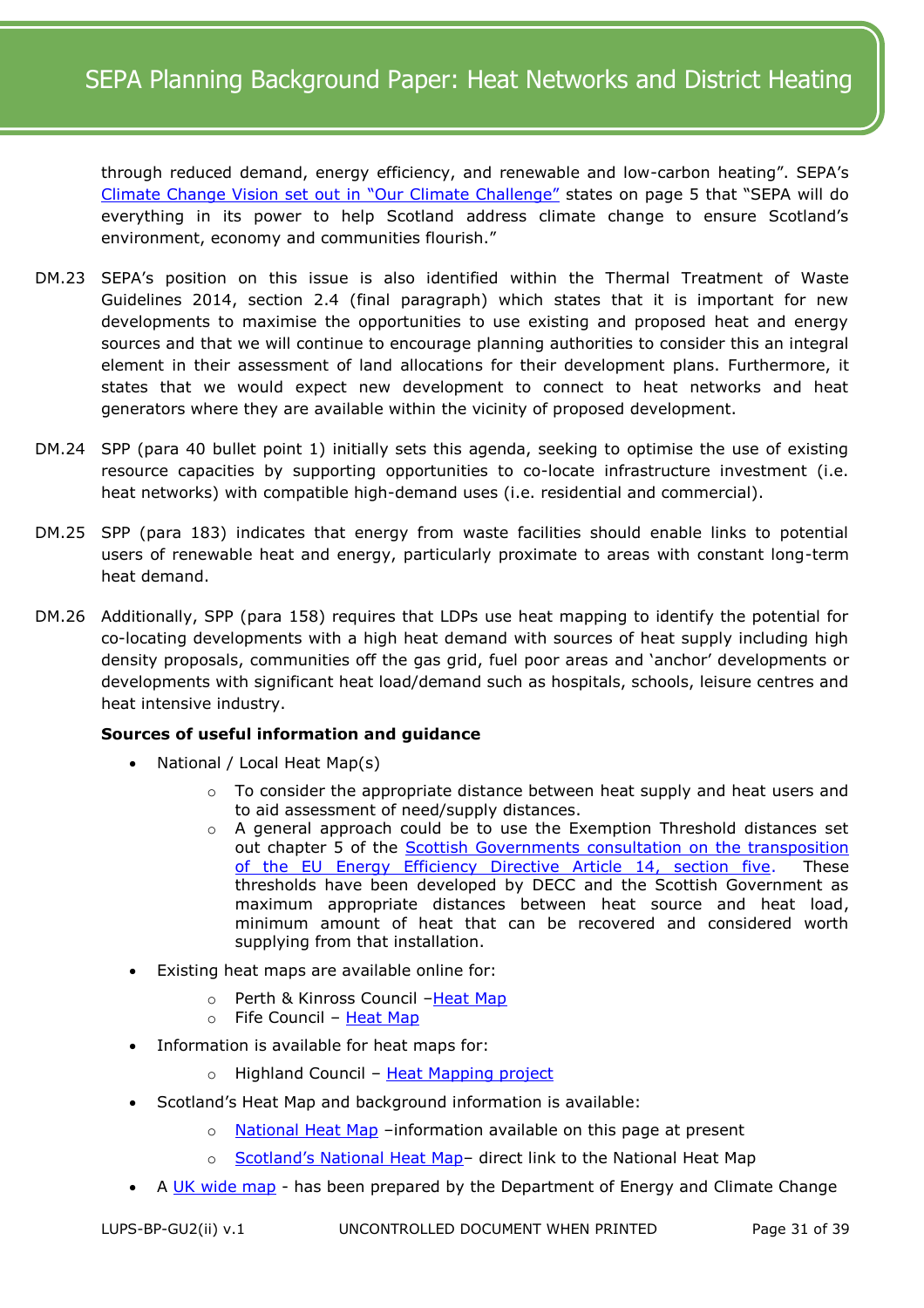through reduced demand, energy efficiency, and renewable and low-carbon heating". SEPA's Climate Change Vision set out in "Our Climate Challenge" states on page 5 that "SEPA will do everything in its power to help Scotland address climate change to ensure Scotland's environment, economy and communities flourish."

DM.23 SEPA's position on this issue is also identified within the Thermal Treatment of Waste Guidelines 2014, section 2.4 (final paragraph) which states that it is important for new developments to maximise the opportunities to use existing and proposed heat and energy sources and that we will continue to encourage planning authorities to consider this an integral element in their assessment of land allocations for their development plans. Furthermore, it states that we would expect new development to connect to heat networks and heat generators where they are available within the vicinity of proposed development.

DM.24 SPP (para 40 bullet point 1) initially sets this agenda, seeking to optimise the use of existing resource capacities by supporting opportunities to co-locate infrastructure investment (i.e. heat networks) with compatible high-demand uses (i.e. residential and commercial).

DM.25 SPP (para 183) indicates that energy from waste facilities should enable links to potential users of renewable heat and energy, particularly proximate to areas with constant long-term heat demand.

DM.26 Additionally, SPP (para 158) requires that LDPs use heat mapping to identify the potential for co-locating developments with a high heat demand with sources of heat supply including high density proposals, communities off the gas grid, fuel poor areas and 'anchor' developments or developments with significant heat load/demand such as hospitals, schools, leisure centres and heat intensive industry.

**Sources of useful information and guidance**

- National / Local Heat Map(s)
  - To consider the appropriate distance between heat supply and heat users and to aid assessment of need/supply distances.
  - A general approach could be to use the Exemption Threshold distances set out chapter 5 of the Scottish Governments consultation on the transposition of the EU Energy Efficiency Directive Article 14, section five. These thresholds have been developed by DECC and the Scottish Government as maximum appropriate distances between heat source and heat load, minimum amount of heat that can be recovered and considered worth supplying from that installation.
- Existing heat maps are available online for:
  - Perth & Kinross Council –Heat Map
  - Fife Council – Heat Map
- Information is available for heat maps for:
  - Highland Council – Heat Mapping project
- Scotland's Heat Map and background information is available:
  - National Heat Map –information available on this page at present
  - Scotland's National Heat Map– direct link to the National Heat Map
- A UK wide map - has been prepared by the Department of Energy and Climate Change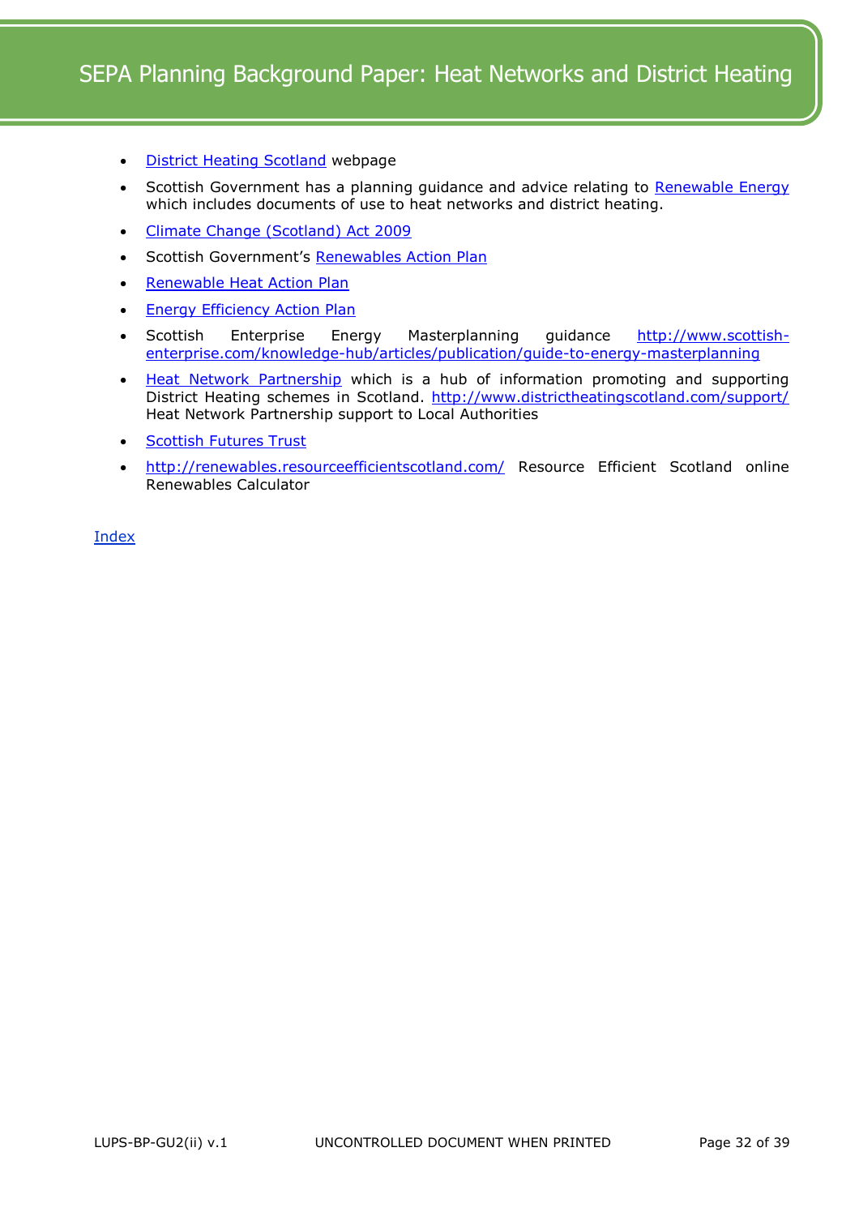- District Heating Scotland webpage
- Scottish Government has a planning guidance and advice relating to Renewable Energy which includes documents of use to heat networks and district heating.
- Climate Change (Scotland) Act 2009
- Scottish Government's Renewables Action Plan
- Renewable Heat Action Plan
- Energy Efficiency Action Plan
- Scottish Enterprise Energy Masterplanning guidance http://www.scottish-enterprise.com/knowledge-hub/articles/publication/guide-to-energy-masterplanning
- Heat Network Partnership which is a hub of information promoting and supporting District Heating schemes in Scotland. http://www.districtheatingscotland.com/support/ Heat Network Partnership support to Local Authorities
- Scottish Futures Trust
- http://renewables.resourceefficientscotland.com/ Resource Efficient Scotland online Renewables Calculator

Index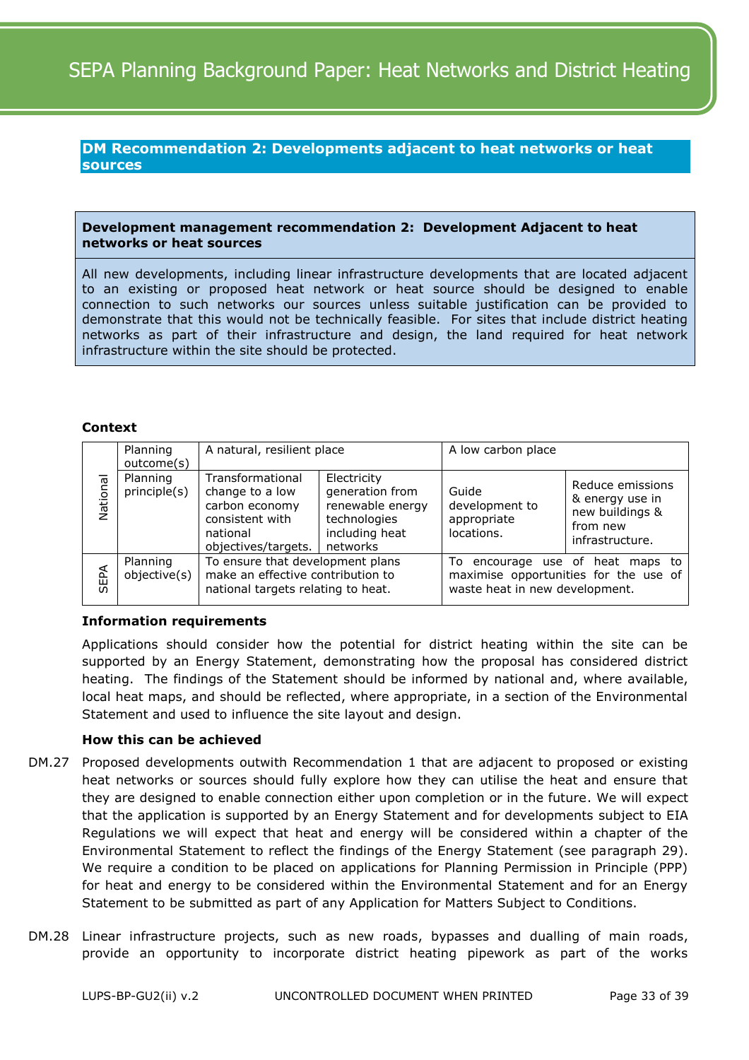## DM Recommendation 2: Developments adjacent to heat networks or heat sources

**Development management recommendation 2: Development Adjacent to heat networks or heat sources**

All new developments, including linear infrastructure developments that are located adjacent to an existing or proposed heat network or heat source should be designed to enable connection to such networks our sources unless suitable justification can be provided to demonstrate that this would not be technically feasible. For sites that include district heating networks as part of their infrastructure and design, the land required for heat network infrastructure within the site should be protected.

**Context**

| | | | | | |
|---|---|---|---|---|---|
| National | Planning outcome(s) | A natural, resilient place | | A low carbon place | |
| | Planning principle(s) | Transformational change to a low carbon economy consistent with national objectives/targets. | Electricity generation from renewable energy technologies including heat networks | Guide development to appropriate locations. | Reduce emissions & energy use in new buildings & from new infrastructure. |
| SEPA | Planning objective(s) | To ensure that development plans make an effective contribution to national targets relating to heat. | | To encourage use of heat maps to maximise opportunities for the use of waste heat in new development. | |

**Information requirements**

Applications should consider how the potential for district heating within the site can be supported by an Energy Statement, demonstrating how the proposal has considered district heating. The findings of the Statement should be informed by national and, where available, local heat maps, and should be reflected, where appropriate, in a section of the Environmental Statement and used to influence the site layout and design.

**How this can be achieved**

DM.27 Proposed developments outwith Recommendation 1 that are adjacent to proposed or existing heat networks or sources should fully explore how they can utilise the heat and ensure that they are designed to enable connection either upon completion or in the future. We will expect that the application is supported by an Energy Statement and for developments subject to EIA Regulations we will expect that heat and energy will be considered within a chapter of the Environmental Statement to reflect the findings of the Energy Statement (see paragraph 29). We require a condition to be placed on applications for Planning Permission in Principle (PPP) for heat and energy to be considered within the Environmental Statement and for an Energy Statement to be submitted as part of any Application for Matters Subject to Conditions.

DM.28 Linear infrastructure projects, such as new roads, bypasses and dualling of main roads, provide an opportunity to incorporate district heating pipework as part of the works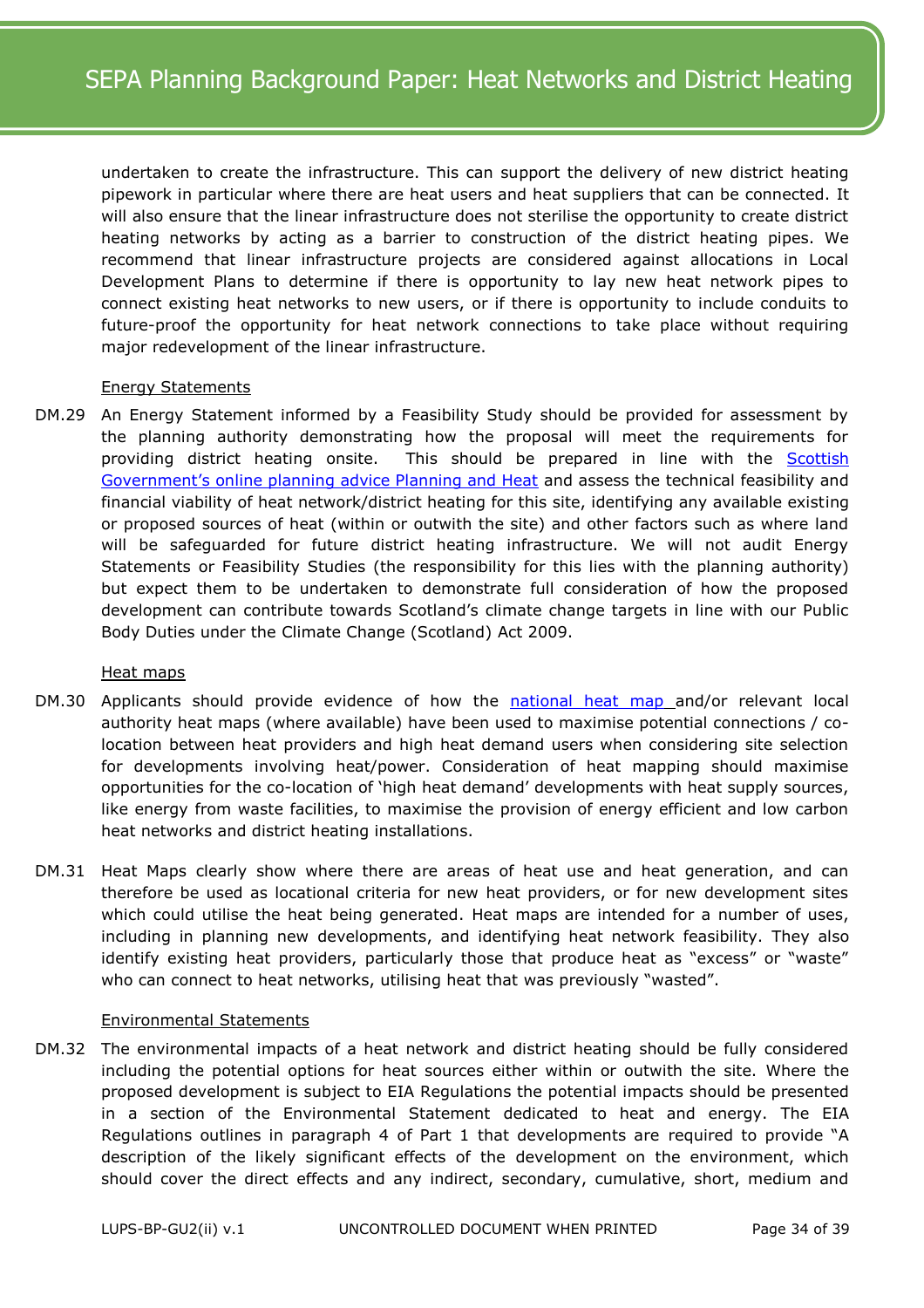undertaken to create the infrastructure. This can support the delivery of new district heating pipework in particular where there are heat users and heat suppliers that can be connected. It will also ensure that the linear infrastructure does not sterilise the opportunity to create district heating networks by acting as a barrier to construction of the district heating pipes. We recommend that linear infrastructure projects are considered against allocations in Local Development Plans to determine if there is opportunity to lay new heat network pipes to connect existing heat networks to new users, or if there is opportunity to include conduits to future-proof the opportunity for heat network connections to take place without requiring major redevelopment of the linear infrastructure.

<u>Energy Statements</u>

DM.29 An Energy Statement informed by a Feasibility Study should be provided for assessment by the planning authority demonstrating how the proposal will meet the requirements for providing district heating onsite. This should be prepared in line with the Scottish Government's online planning advice Planning and Heat and assess the technical feasibility and financial viability of heat network/district heating for this site, identifying any available existing or proposed sources of heat (within or outwith the site) and other factors such as where land will be safeguarded for future district heating infrastructure. We will not audit Energy Statements or Feasibility Studies (the responsibility for this lies with the planning authority) but expect them to be undertaken to demonstrate full consideration of how the proposed development can contribute towards Scotland's climate change targets in line with our Public Body Duties under the Climate Change (Scotland) Act 2009.

<u>Heat maps</u>

DM.30 Applicants should provide evidence of how the national heat map and/or relevant local authority heat maps (where available) have been used to maximise potential connections / co-location between heat providers and high heat demand users when considering site selection for developments involving heat/power. Consideration of heat mapping should maximise opportunities for the co-location of 'high heat demand' developments with heat supply sources, like energy from waste facilities, to maximise the provision of energy efficient and low carbon heat networks and district heating installations.

DM.31 Heat Maps clearly show where there are areas of heat use and heat generation, and can therefore be used as locational criteria for new heat providers, or for new development sites which could utilise the heat being generated. Heat maps are intended for a number of uses, including in planning new developments, and identifying heat network feasibility. They also identify existing heat providers, particularly those that produce heat as "excess" or "waste" who can connect to heat networks, utilising heat that was previously "wasted".

<u>Environmental Statements</u>

DM.32 The environmental impacts of a heat network and district heating should be fully considered including the potential options for heat sources either within or outwith the site. Where the proposed development is subject to EIA Regulations the potential impacts should be presented in a section of the Environmental Statement dedicated to heat and energy. The EIA Regulations outlines in paragraph 4 of Part 1 that developments are required to provide "A description of the likely significant effects of the development on the environment, which should cover the direct effects and any indirect, secondary, cumulative, short, medium and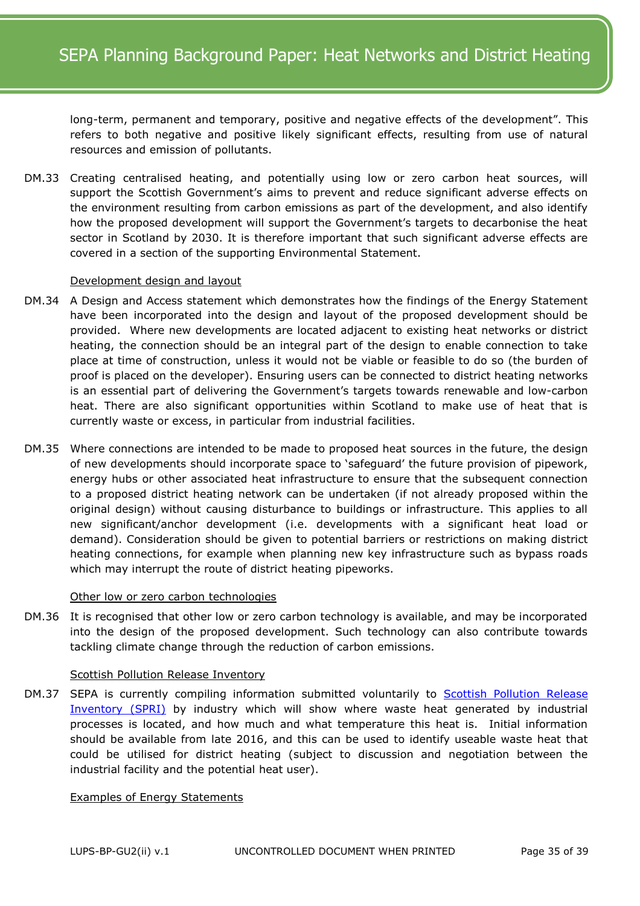long-term, permanent and temporary, positive and negative effects of the development". This refers to both negative and positive likely significant effects, resulting from use of natural resources and emission of pollutants.

DM.33 Creating centralised heating, and potentially using low or zero carbon heat sources, will support the Scottish Government's aims to prevent and reduce significant adverse effects on the environment resulting from carbon emissions as part of the development, and also identify how the proposed development will support the Government's targets to decarbonise the heat sector in Scotland by 2030. It is therefore important that such significant adverse effects are covered in a section of the supporting Environmental Statement.

Development design and layout

DM.34 A Design and Access statement which demonstrates how the findings of the Energy Statement have been incorporated into the design and layout of the proposed development should be provided. Where new developments are located adjacent to existing heat networks or district heating, the connection should be an integral part of the design to enable connection to take place at time of construction, unless it would not be viable or feasible to do so (the burden of proof is placed on the developer). Ensuring users can be connected to district heating networks is an essential part of delivering the Government's targets towards renewable and low-carbon heat. There are also significant opportunities within Scotland to make use of heat that is currently waste or excess, in particular from industrial facilities.

DM.35 Where connections are intended to be made to proposed heat sources in the future, the design of new developments should incorporate space to 'safeguard' the future provision of pipework, energy hubs or other associated heat infrastructure to ensure that the subsequent connection to a proposed district heating network can be undertaken (if not already proposed within the original design) without causing disturbance to buildings or infrastructure. This applies to all new significant/anchor development (i.e. developments with a significant heat load or demand). Consideration should be given to potential barriers or restrictions on making district heating connections, for example when planning new key infrastructure such as bypass roads which may interrupt the route of district heating pipeworks.

Other low or zero carbon technologies

DM.36 It is recognised that other low or zero carbon technology is available, and may be incorporated into the design of the proposed development. Such technology can also contribute towards tackling climate change through the reduction of carbon emissions.

Scottish Pollution Release Inventory

DM.37 SEPA is currently compiling information submitted voluntarily to Scottish Pollution Release Inventory (SPRI) by industry which will show where waste heat generated by industrial processes is located, and how much and what temperature this heat is. Initial information should be available from late 2016, and this can be used to identify useable waste heat that could be utilised for district heating (subject to discussion and negotiation between the industrial facility and the potential heat user).

Examples of Energy Statements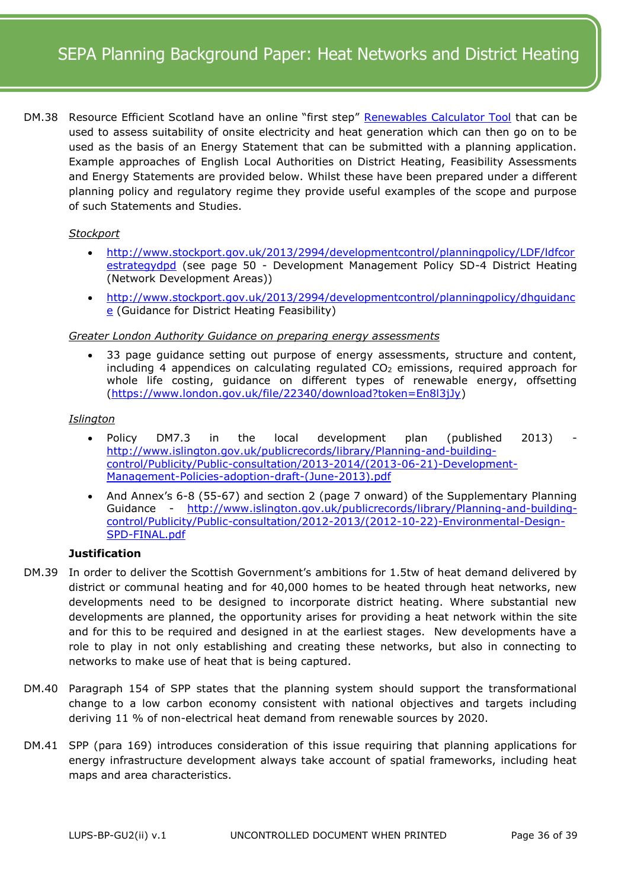DM.38 Resource Efficient Scotland have an online "first step" [Renewables Calculator Tool] that can be used to assess suitability of onsite electricity and heat generation which can then go on to be used as the basis of an Energy Statement that can be submitted with a planning application. Example approaches of English Local Authorities on District Heating, Feasibility Assessments and Energy Statements are provided below. Whilst these have been prepared under a different planning policy and regulatory regime they provide useful examples of the scope and purpose of such Statements and Studies.

*Stockport*

- http://www.stockport.gov.uk/2013/2994/developmentcontrol/planningpolicy/LDF/ldfcorestrategydpd (see page 50 - Development Management Policy SD-4 District Heating (Network Development Areas))
- http://www.stockport.gov.uk/2013/2994/developmentcontrol/planningpolicy/dhguidance (Guidance for District Heating Feasibility)

*Greater London Authority Guidance on preparing energy assessments*

- 33 page guidance setting out purpose of energy assessments, structure and content, including 4 appendices on calculating regulated $CO_2$ emissions, required approach for whole life costing, guidance on different types of renewable energy, offsetting (https://www.london.gov.uk/file/22340/download?token=En8l3jJy)

*Islington*

- Policy DM7.3 in the local development plan (published 2013) - http://www.islington.gov.uk/publicrecords/library/Planning-and-building-control/Publicity/Public-consultation/2013-2014/(2013-06-21)-Development-Management-Policies-adoption-draft-(June-2013).pdf
- And Annex's 6-8 (55-67) and section 2 (page 7 onward) of the Supplementary Planning Guidance - http://www.islington.gov.uk/publicrecords/library/Planning-and-building-control/Publicity/Public-consultation/2012-2013/(2012-10-22)-Environmental-Design-SPD-FINAL.pdf

**Justification**

DM.39 In order to deliver the Scottish Government's ambitions for 1.5tw of heat demand delivered by district or communal heating and for 40,000 homes to be heated through heat networks, new developments need to be designed to incorporate district heating. Where substantial new developments are planned, the opportunity arises for providing a heat network within the site and for this to be required and designed in at the earliest stages. New developments have a role to play in not only establishing and creating these networks, but also in connecting to networks to make use of heat that is being captured.

DM.40 Paragraph 154 of SPP states that the planning system should support the transformational change to a low carbon economy consistent with national objectives and targets including deriving 11 % of non-electrical heat demand from renewable sources by 2020.

DM.41 SPP (para 169) introduces consideration of this issue requiring that planning applications for energy infrastructure development always take account of spatial frameworks, including heat maps and area characteristics.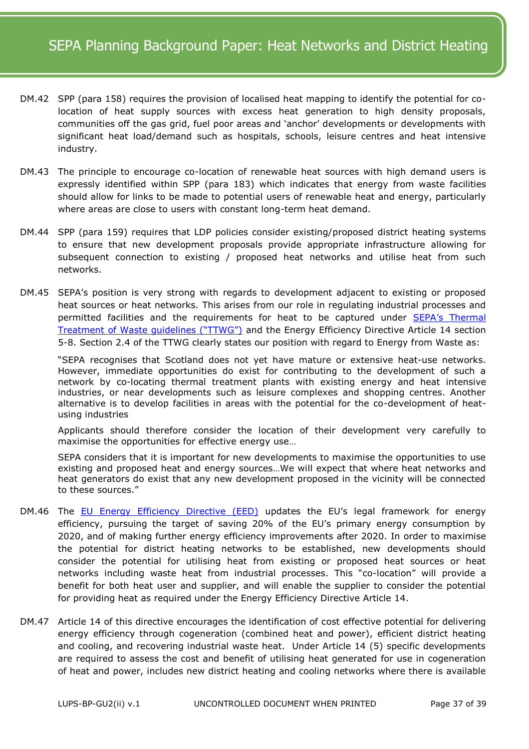DM.42 SPP (para 158) requires the provision of localised heat mapping to identify the potential for co-location of heat supply sources with excess heat generation to high density proposals, communities off the gas grid, fuel poor areas and 'anchor' developments or developments with significant heat load/demand such as hospitals, schools, leisure centres and heat intensive industry.

DM.43 The principle to encourage co-location of renewable heat sources with high demand users is expressly identified within SPP (para 183) which indicates that energy from waste facilities should allow for links to be made to potential users of renewable heat and energy, particularly where areas are close to users with constant long-term heat demand.

DM.44 SPP (para 159) requires that LDP policies consider existing/proposed district heating systems to ensure that new development proposals provide appropriate infrastructure allowing for subsequent connection to existing / proposed heat networks and utilise heat from such networks.

DM.45 SEPA's position is very strong with regards to development adjacent to existing or proposed heat sources or heat networks. This arises from our role in regulating industrial processes and permitted facilities and the requirements for heat to be captured under [SEPA's Thermal Treatment of Waste guidelines ("TTWG")] and the Energy Efficiency Directive Article 14 section 5-8. Section 2.4 of the TTWG clearly states our position with regard to Energy from Waste as:

> "SEPA recognises that Scotland does not yet have mature or extensive heat-use networks. However, immediate opportunities do exist for contributing to the development of such a network by co-locating thermal treatment plants with existing energy and heat intensive industries, or near developments such as leisure complexes and shopping centres. Another alternative is to develop facilities in areas with the potential for the co-development of heat-using industries
>
> Applicants should therefore consider the location of their development very carefully to maximise the opportunities for effective energy use…
>
> SEPA considers that it is important for new developments to maximise the opportunities to use existing and proposed heat and energy sources…We will expect that where heat networks and heat generators do exist that any new development proposed in the vicinity will be connected to these sources."

DM.46 The [EU Energy Efficiency Directive (EED)] updates the EU's legal framework for energy efficiency, pursuing the target of saving 20% of the EU's primary energy consumption by 2020, and of making further energy efficiency improvements after 2020. In order to maximise the potential for district heating networks to be established, new developments should consider the potential for utilising heat from existing or proposed heat sources or heat networks including waste heat from industrial processes. This "co-location" will provide a benefit for both heat user and supplier, and will enable the supplier to consider the potential for providing heat as required under the Energy Efficiency Directive Article 14.

DM.47 Article 14 of this directive encourages the identification of cost effective potential for delivering energy efficiency through cogeneration (combined heat and power), efficient district heating and cooling, and recovering industrial waste heat. Under Article 14 (5) specific developments are required to assess the cost and benefit of utilising heat generated for use in cogeneration of heat and power, includes new district heating and cooling networks where there is available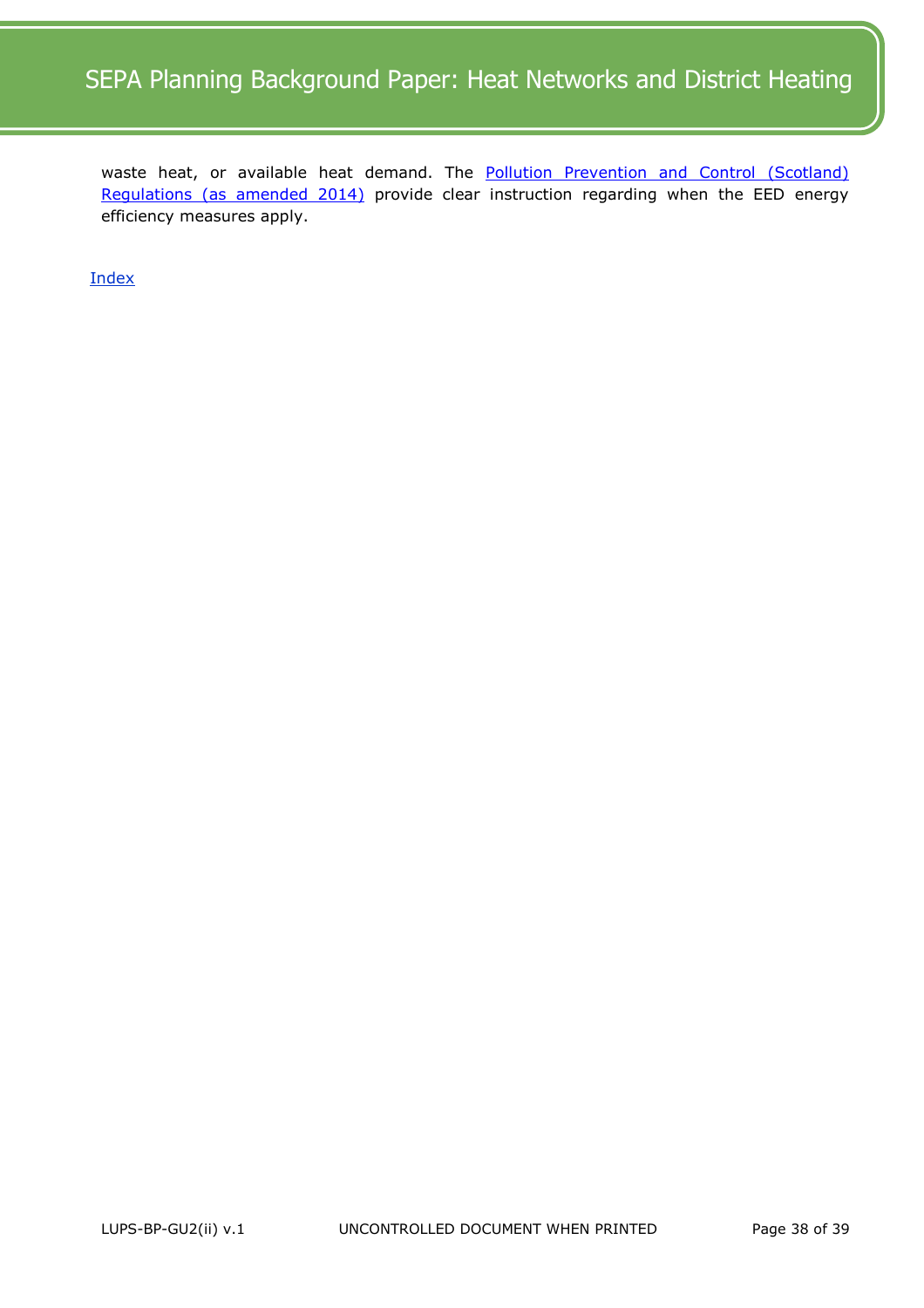waste heat, or available heat demand. The [Pollution Prevention and Control (Scotland) Regulations (as amended 2014)] provide clear instruction regarding when the EED energy efficiency measures apply.

[Index]